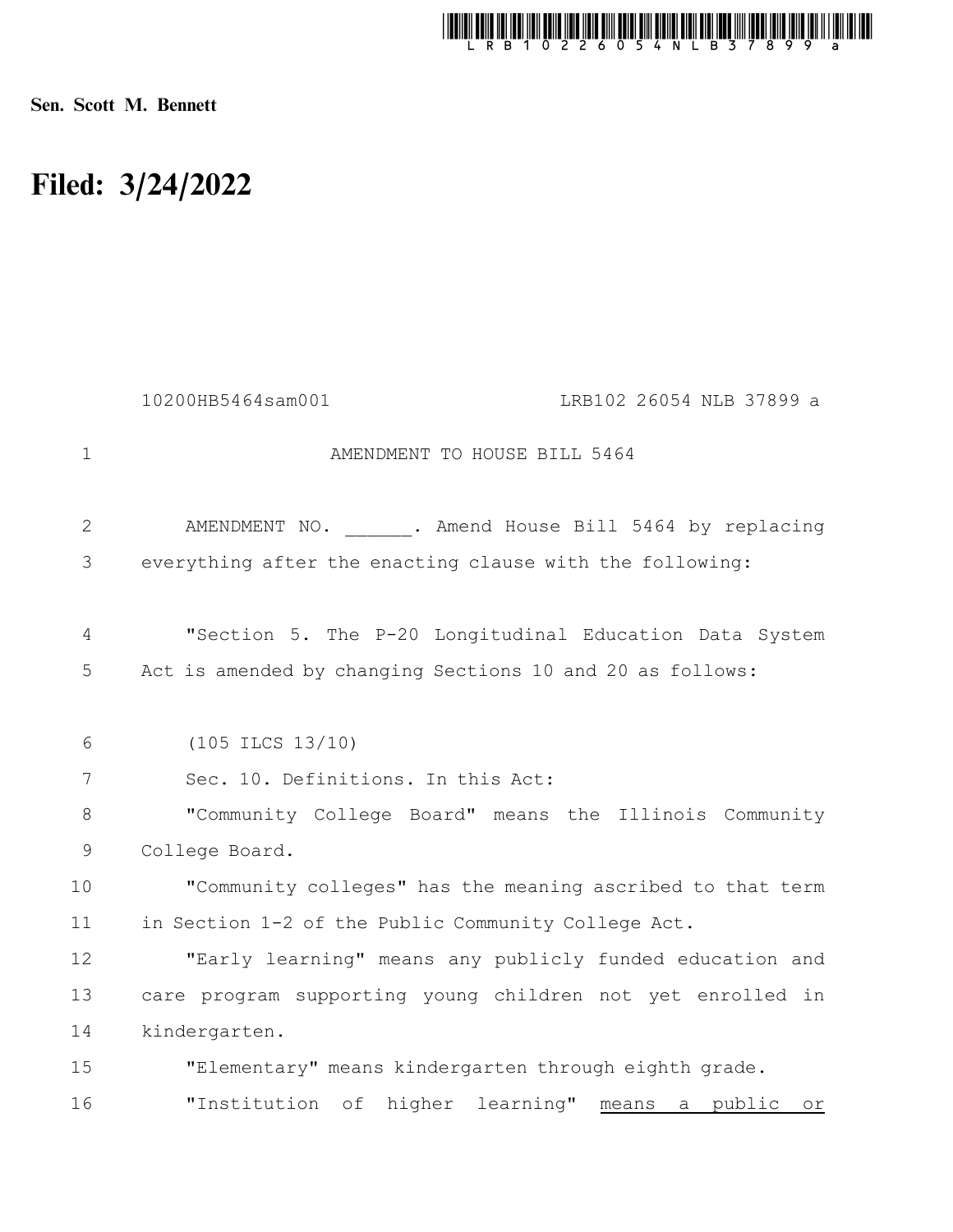Sen. Scott M. Bennett

# Filed: 3/24/2022

10200HB5464sam001 LRB102 26054 NLB 37899 a

AMENDMENT TO HOUSE BILL 5464

AMENDMENT NO. ______. Amend House Bill 5464 by replacing everything after the enacting clause with the following:

"Section 5. The P-20 Longitudinal Education Data System Act is amended by changing Sections 10 and 20 as follows:

(105 ILCS 13/10)

Sec. 10. Definitions. In this Act:

"Community College Board" means the Illinois Community College Board.

"Community colleges" has the meaning ascribed to that term in Section 1-2 of the Public Community College Act.

"Early learning" means any publicly funded education and care program supporting young children not yet enrolled in kindergarten.

"Elementary" means kindergarten through eighth grade.

"Institution of higher learning" means a public or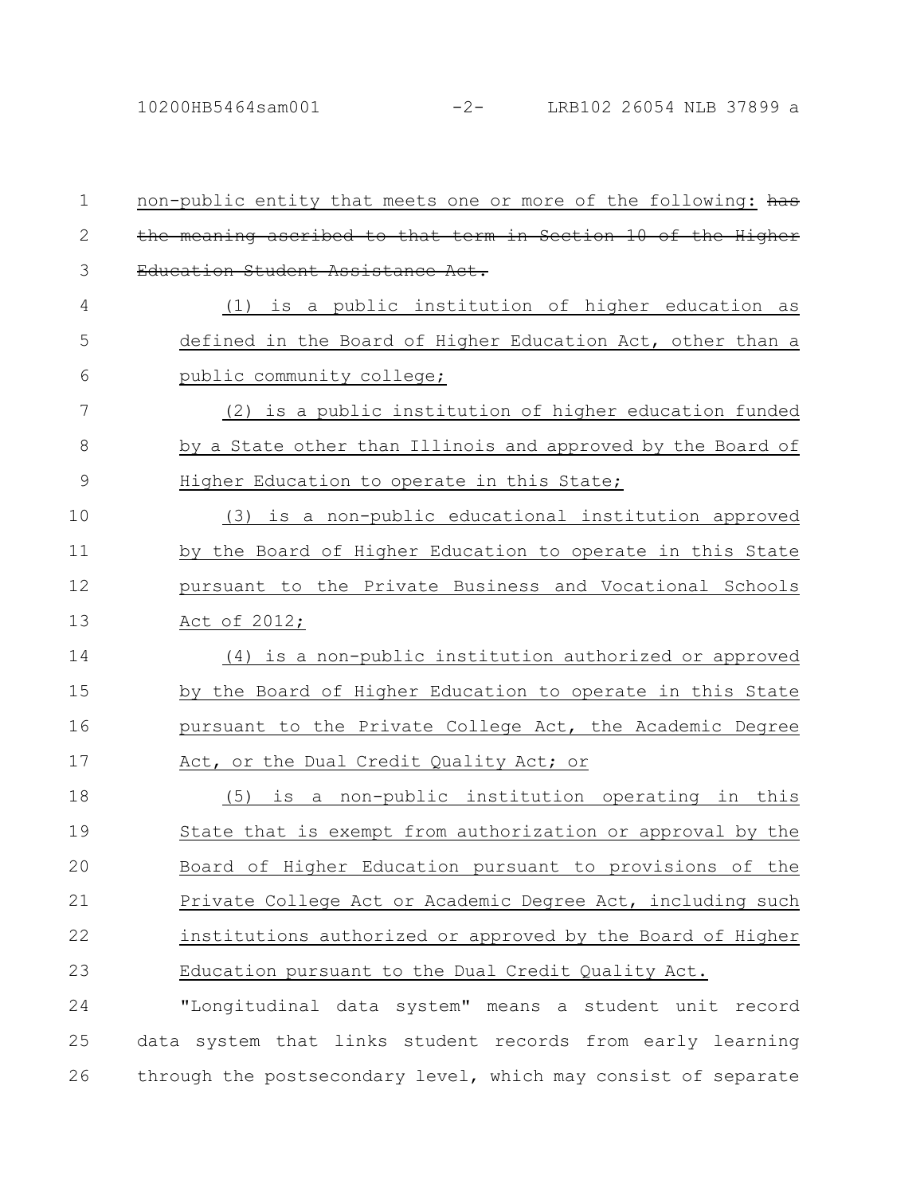non-public entity that meets one or more of the following: ~~has the meaning ascribed to that term in Section 10 of the Higher Education Student Assistance Act.~~

(1) is a public institution of higher education as defined in the Board of Higher Education Act, other than a public community college;

(2) is a public institution of higher education funded by a State other than Illinois and approved by the Board of Higher Education to operate in this State;

(3) is a non-public educational institution approved by the Board of Higher Education to operate in this State pursuant to the Private Business and Vocational Schools Act of 2012;

(4) is a non-public institution authorized or approved by the Board of Higher Education to operate in this State pursuant to the Private College Act, the Academic Degree Act, or the Dual Credit Quality Act; or

(5) is a non-public institution operating in this State that is exempt from authorization or approval by the Board of Higher Education pursuant to provisions of the Private College Act or Academic Degree Act, including such institutions authorized or approved by the Board of Higher Education pursuant to the Dual Credit Quality Act.

"Longitudinal data system" means a student unit record data system that links student records from early learning through the postsecondary level, which may consist of separate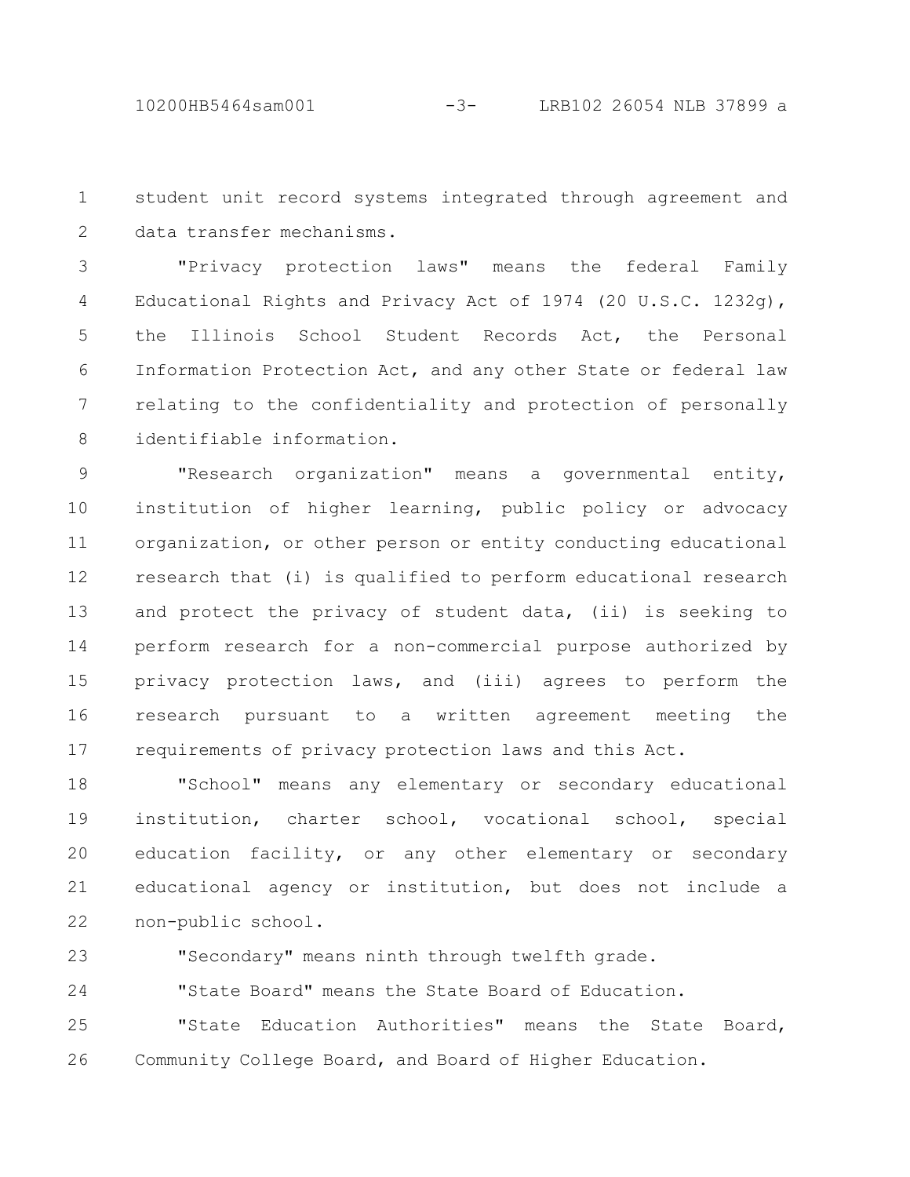student unit record systems integrated through agreement and data transfer mechanisms.

"Privacy protection laws" means the federal Family Educational Rights and Privacy Act of 1974 (20 U.S.C. 1232g), the Illinois School Student Records Act, the Personal Information Protection Act, and any other State or federal law relating to the confidentiality and protection of personally identifiable information.

"Research organization" means a governmental entity, institution of higher learning, public policy or advocacy organization, or other person or entity conducting educational research that (i) is qualified to perform educational research and protect the privacy of student data, (ii) is seeking to perform research for a non-commercial purpose authorized by privacy protection laws, and (iii) agrees to perform the research pursuant to a written agreement meeting the requirements of privacy protection laws and this Act.

"School" means any elementary or secondary educational institution, charter school, vocational school, special education facility, or any other elementary or secondary educational agency or institution, but does not include a non-public school.

"Secondary" means ninth through twelfth grade.

"State Board" means the State Board of Education.

"State Education Authorities" means the State Board, Community College Board, and Board of Higher Education.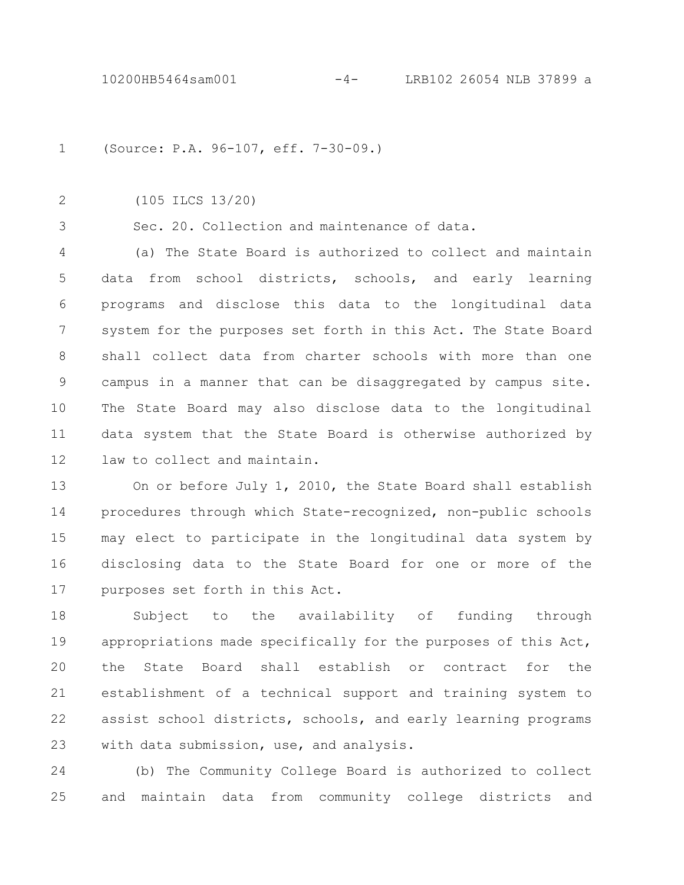(Source: P.A. 96-107, eff. 7-30-09.)

(105 ILCS 13/20)

Sec. 20. Collection and maintenance of data.

(a) The State Board is authorized to collect and maintain data from school districts, schools, and early learning programs and disclose this data to the longitudinal data system for the purposes set forth in this Act. The State Board shall collect data from charter schools with more than one campus in a manner that can be disaggregated by campus site. The State Board may also disclose data to the longitudinal data system that the State Board is otherwise authorized by law to collect and maintain.

On or before July 1, 2010, the State Board shall establish procedures through which State-recognized, non-public schools may elect to participate in the longitudinal data system by disclosing data to the State Board for one or more of the purposes set forth in this Act.

Subject to the availability of funding through appropriations made specifically for the purposes of this Act, the State Board shall establish or contract for the establishment of a technical support and training system to assist school districts, schools, and early learning programs with data submission, use, and analysis.

(b) The Community College Board is authorized to collect and maintain data from community college districts and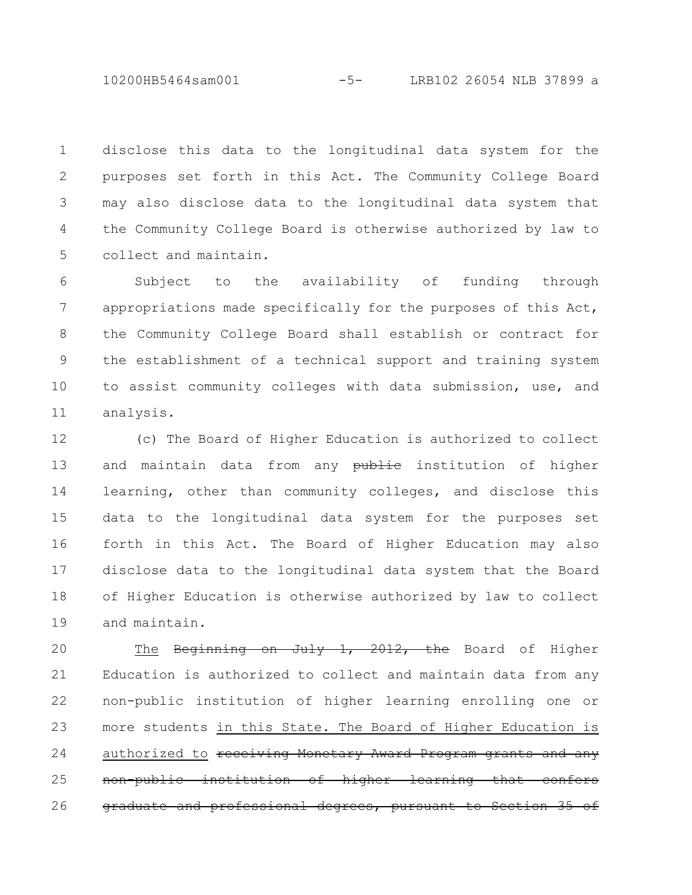disclose this data to the longitudinal data system for the purposes set forth in this Act. The Community College Board may also disclose data to the longitudinal data system that the Community College Board is otherwise authorized by law to collect and maintain.

Subject to the availability of funding through appropriations made specifically for the purposes of this Act, the Community College Board shall establish or contract for the establishment of a technical support and training system to assist community colleges with data submission, use, and analysis.

(c) The Board of Higher Education is authorized to collect and maintain data from any ~~public~~ institution of higher learning, other than community colleges, and disclose this data to the longitudinal data system for the purposes set forth in this Act. The Board of Higher Education may also disclose data to the longitudinal data system that the Board of Higher Education is otherwise authorized by law to collect and maintain.

<u>The</u> ~~Beginning on July 1, 2012, the~~ Board of Higher Education is authorized to collect and maintain data from any non-public institution of higher learning enrolling one or more students <u>in this State. The Board of Higher Education is authorized to</u> ~~receiving Monetary Award Program grants and any non-public institution of higher learning that confers graduate and professional degrees, pursuant to Section 35 of~~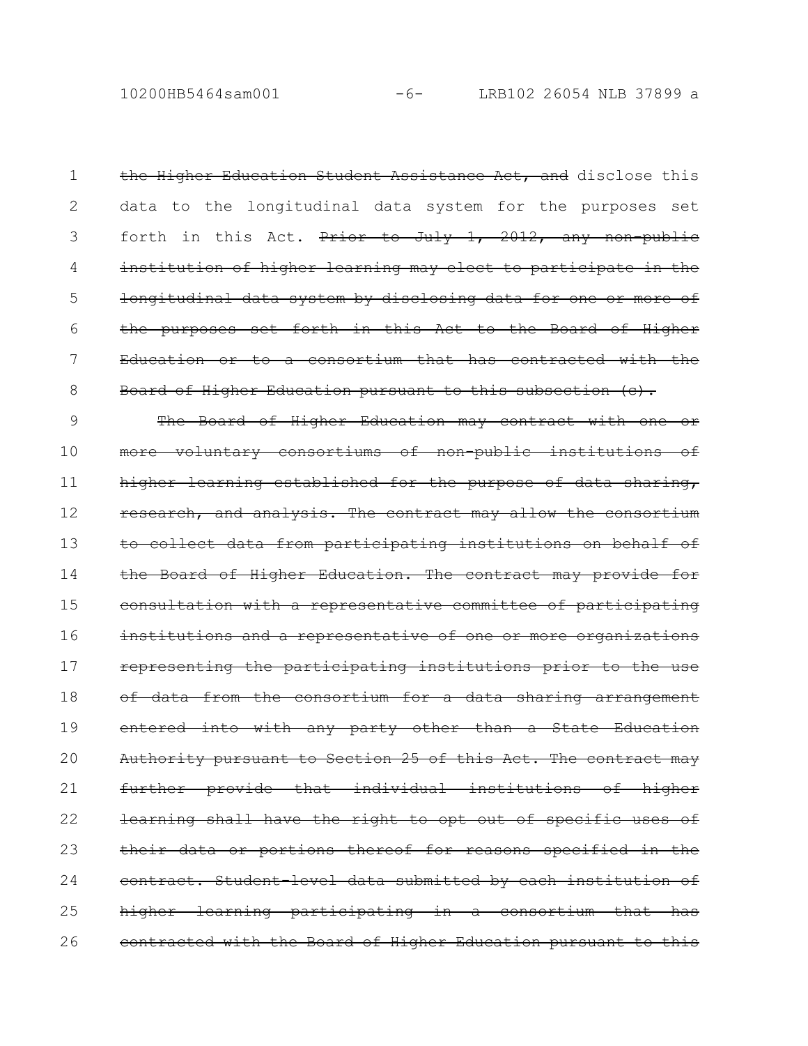~~the Higher Education Student Assistance Act, and~~ disclose this data to the longitudinal data system for the purposes set forth in this Act. ~~Prior to July 1, 2012, any non-public institution of higher learning may elect to participate in the longitudinal data system by disclosing data for one or more of the purposes set forth in this Act to the Board of Higher Education or to a consortium that has contracted with the Board of Higher Education pursuant to this subsection (c).~~

~~The Board of Higher Education may contract with one or more voluntary consortiums of non-public institutions of higher learning established for the purpose of data sharing, research, and analysis. The contract may allow the consortium to collect data from participating institutions on behalf of the Board of Higher Education. The contract may provide for consultation with a representative committee of participating institutions and a representative of one or more organizations representing the participating institutions prior to the use of data from the consortium for a data sharing arrangement entered into with any party other than a State Education Authority pursuant to Section 25 of this Act. The contract may further provide that individual institutions of higher learning shall have the right to opt out of specific uses of their data or portions thereof for reasons specified in the contract. Student-level data submitted by each institution of higher learning participating in a consortium that has contracted with the Board of Higher Education pursuant to this~~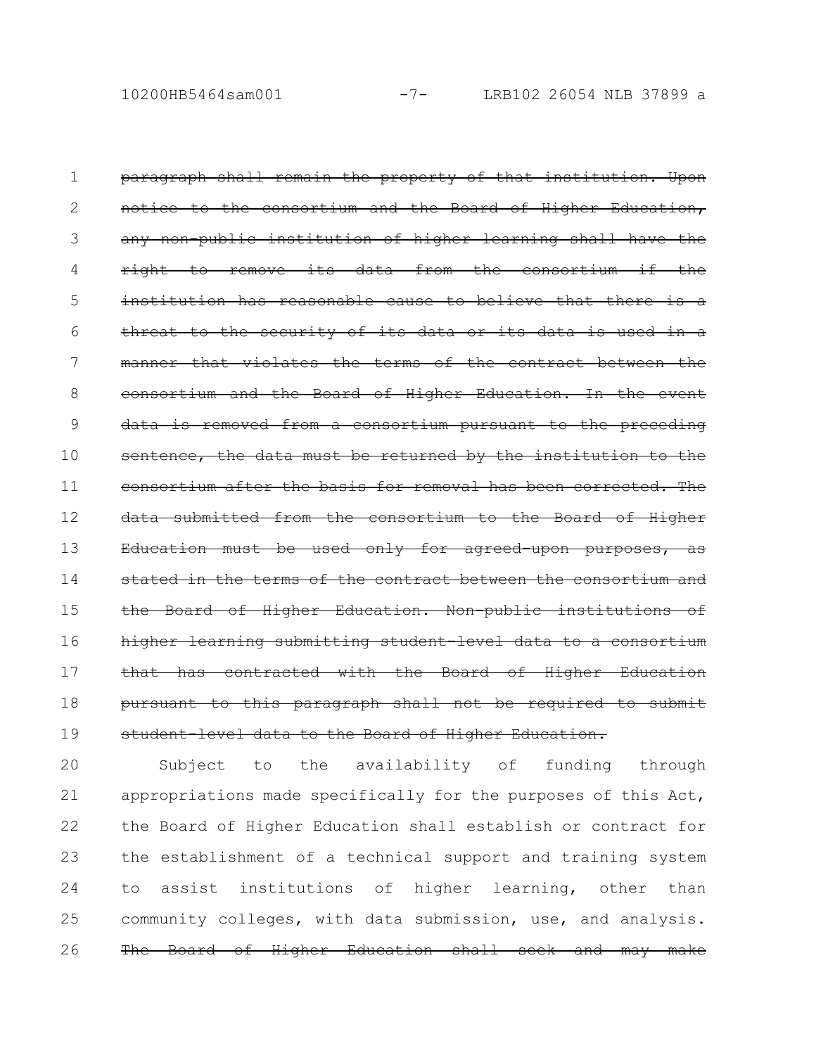~~paragraph shall remain the property of that institution. Upon notice to the consortium and the Board of Higher Education, any non-public institution of higher learning shall have the right to remove its data from the consortium if the institution has reasonable cause to believe that there is a threat to the security of its data or its data is used in a manner that violates the terms of the contract between the consortium and the Board of Higher Education. In the event data is removed from a consortium pursuant to the preceding sentence, the data must be returned by the institution to the consortium after the basis for removal has been corrected. The data submitted from the consortium to the Board of Higher Education must be used only for agreed-upon purposes, as stated in the terms of the contract between the consortium and the Board of Higher Education. Non-public institutions of higher learning submitting student-level data to a consortium that has contracted with the Board of Higher Education pursuant to this paragraph shall not be required to submit student-level data to the Board of Higher Education.~~

Subject to the availability of funding through appropriations made specifically for the purposes of this Act, the Board of Higher Education shall establish or contract for the establishment of a technical support and training system to assist institutions of higher learning, other than community colleges, with data submission, use, and analysis. ~~The Board of Higher Education shall seek and may make~~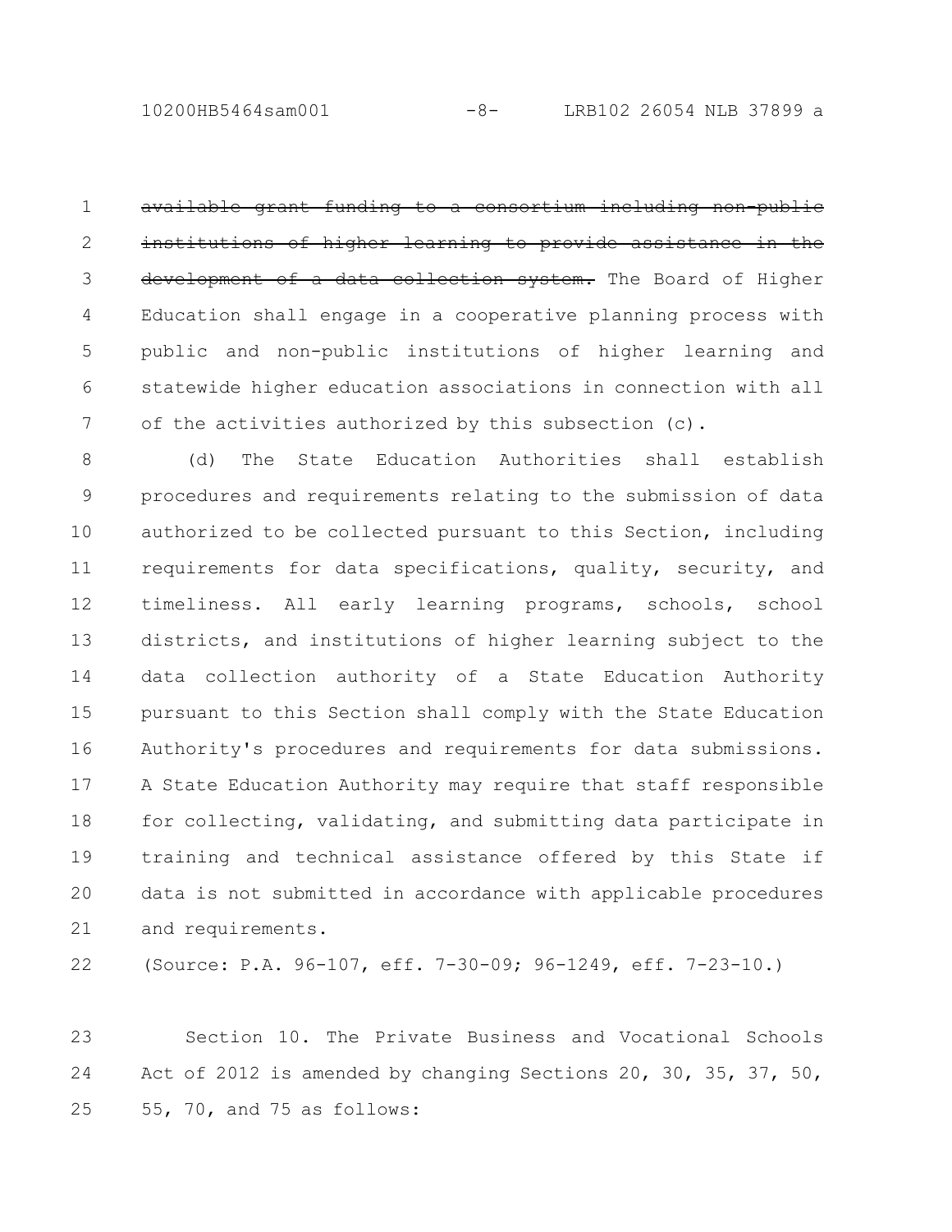~~available grant funding to a consortium including non-public institutions of higher learning to provide assistance in the development of a data collection system.~~ The Board of Higher Education shall engage in a cooperative planning process with public and non-public institutions of higher learning and statewide higher education associations in connection with all of the activities authorized by this subsection (c).

(d) The State Education Authorities shall establish procedures and requirements relating to the submission of data authorized to be collected pursuant to this Section, including requirements for data specifications, quality, security, and timeliness. All early learning programs, schools, school districts, and institutions of higher learning subject to the data collection authority of a State Education Authority pursuant to this Section shall comply with the State Education Authority's procedures and requirements for data submissions. A State Education Authority may require that staff responsible for collecting, validating, and submitting data participate in training and technical assistance offered by this State if data is not submitted in accordance with applicable procedures and requirements.

(Source: P.A. 96-107, eff. 7-30-09; 96-1249, eff. 7-23-10.)

Section 10. The Private Business and Vocational Schools Act of 2012 is amended by changing Sections 20, 30, 35, 37, 50, 55, 70, and 75 as follows: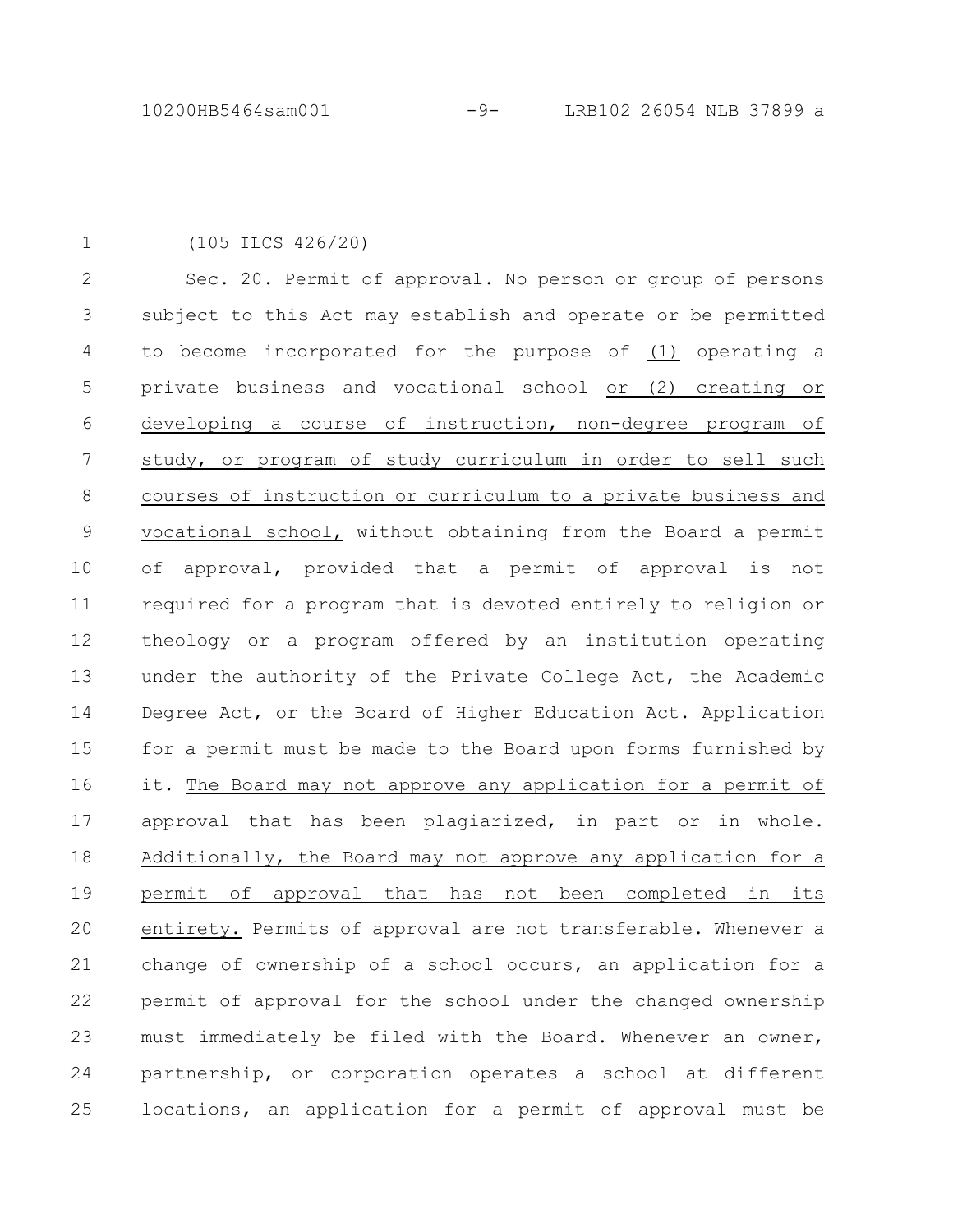(105 ILCS 426/20)

Sec. 20. Permit of approval. No person or group of persons subject to this Act may establish and operate or be permitted to become incorporated for the purpose of (1) operating a private business and vocational school or (2) creating or developing a course of instruction, non-degree program of study, or program of study curriculum in order to sell such courses of instruction or curriculum to a private business and vocational school, without obtaining from the Board a permit of approval, provided that a permit of approval is not required for a program that is devoted entirely to religion or theology or a program offered by an institution operating under the authority of the Private College Act, the Academic Degree Act, or the Board of Higher Education Act. Application for a permit must be made to the Board upon forms furnished by it. The Board may not approve any application for a permit of approval that has been plagiarized, in part or in whole. Additionally, the Board may not approve any application for a permit of approval that has not been completed in its entirety. Permits of approval are not transferable. Whenever a change of ownership of a school occurs, an application for a permit of approval for the school under the changed ownership must immediately be filed with the Board. Whenever an owner, partnership, or corporation operates a school at different locations, an application for a permit of approval must be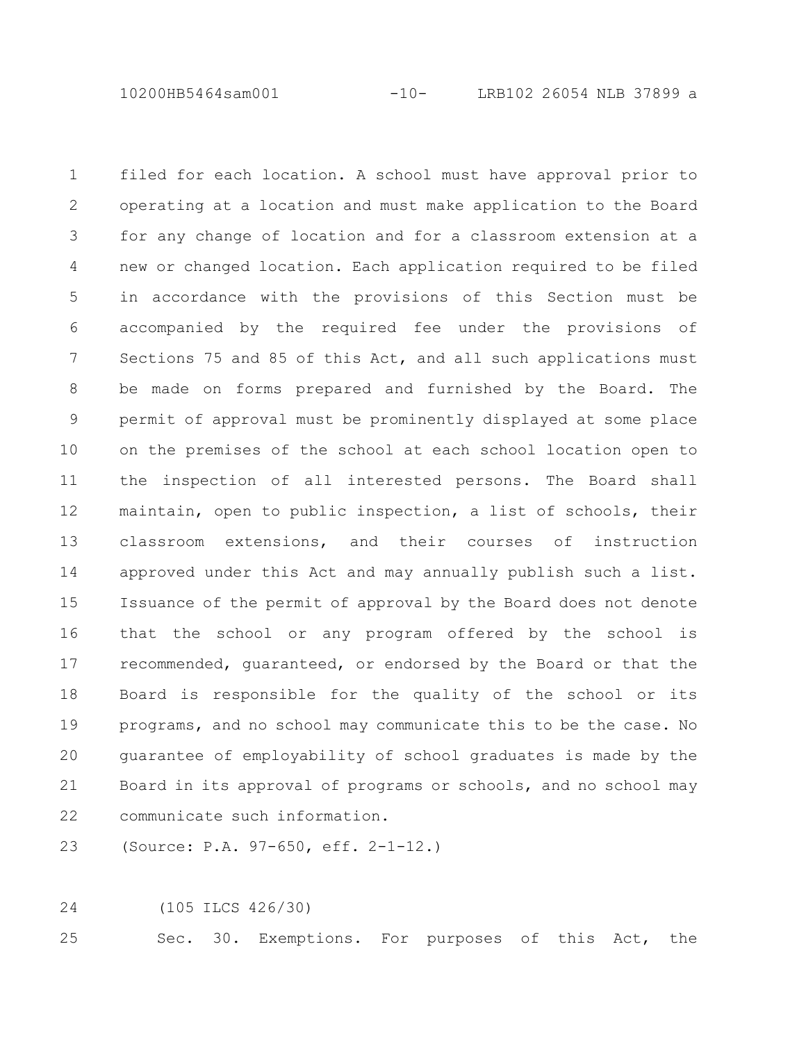filed for each location. A school must have approval prior to operating at a location and must make application to the Board for any change of location and for a classroom extension at a new or changed location. Each application required to be filed in accordance with the provisions of this Section must be accompanied by the required fee under the provisions of Sections 75 and 85 of this Act, and all such applications must be made on forms prepared and furnished by the Board. The permit of approval must be prominently displayed at some place on the premises of the school at each school location open to the inspection of all interested persons. The Board shall maintain, open to public inspection, a list of schools, their classroom extensions, and their courses of instruction approved under this Act and may annually publish such a list. Issuance of the permit of approval by the Board does not denote that the school or any program offered by the school is recommended, guaranteed, or endorsed by the Board or that the Board is responsible for the quality of the school or its programs, and no school may communicate this to be the case. No guarantee of employability of school graduates is made by the Board in its approval of programs or schools, and no school may communicate such information.

(Source: P.A. 97-650, eff. 2-1-12.)

(105 ILCS 426/30)

Sec. 30. Exemptions. For purposes of this Act, the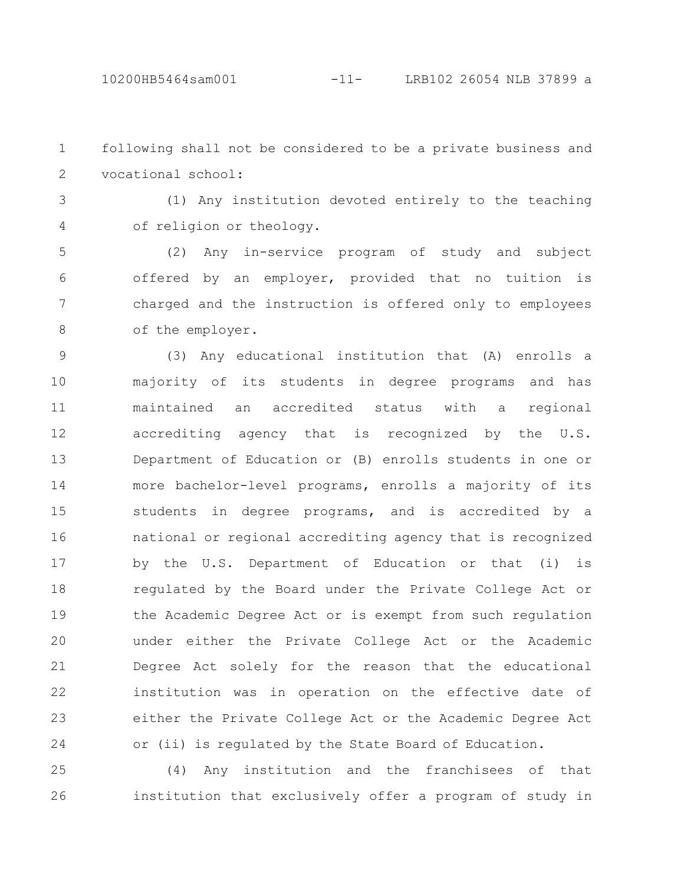following shall not be considered to be a private business and vocational school:

(1) Any institution devoted entirely to the teaching of religion or theology.

(2) Any in-service program of study and subject offered by an employer, provided that no tuition is charged and the instruction is offered only to employees of the employer.

(3) Any educational institution that (A) enrolls a majority of its students in degree programs and has maintained an accredited status with a regional accrediting agency that is recognized by the U.S. Department of Education or (B) enrolls students in one or more bachelor-level programs, enrolls a majority of its students in degree programs, and is accredited by a national or regional accrediting agency that is recognized by the U.S. Department of Education or that (i) is regulated by the Board under the Private College Act or the Academic Degree Act or is exempt from such regulation under either the Private College Act or the Academic Degree Act solely for the reason that the educational institution was in operation on the effective date of either the Private College Act or the Academic Degree Act or (ii) is regulated by the State Board of Education.

(4) Any institution and the franchisees of that institution that exclusively offer a program of study in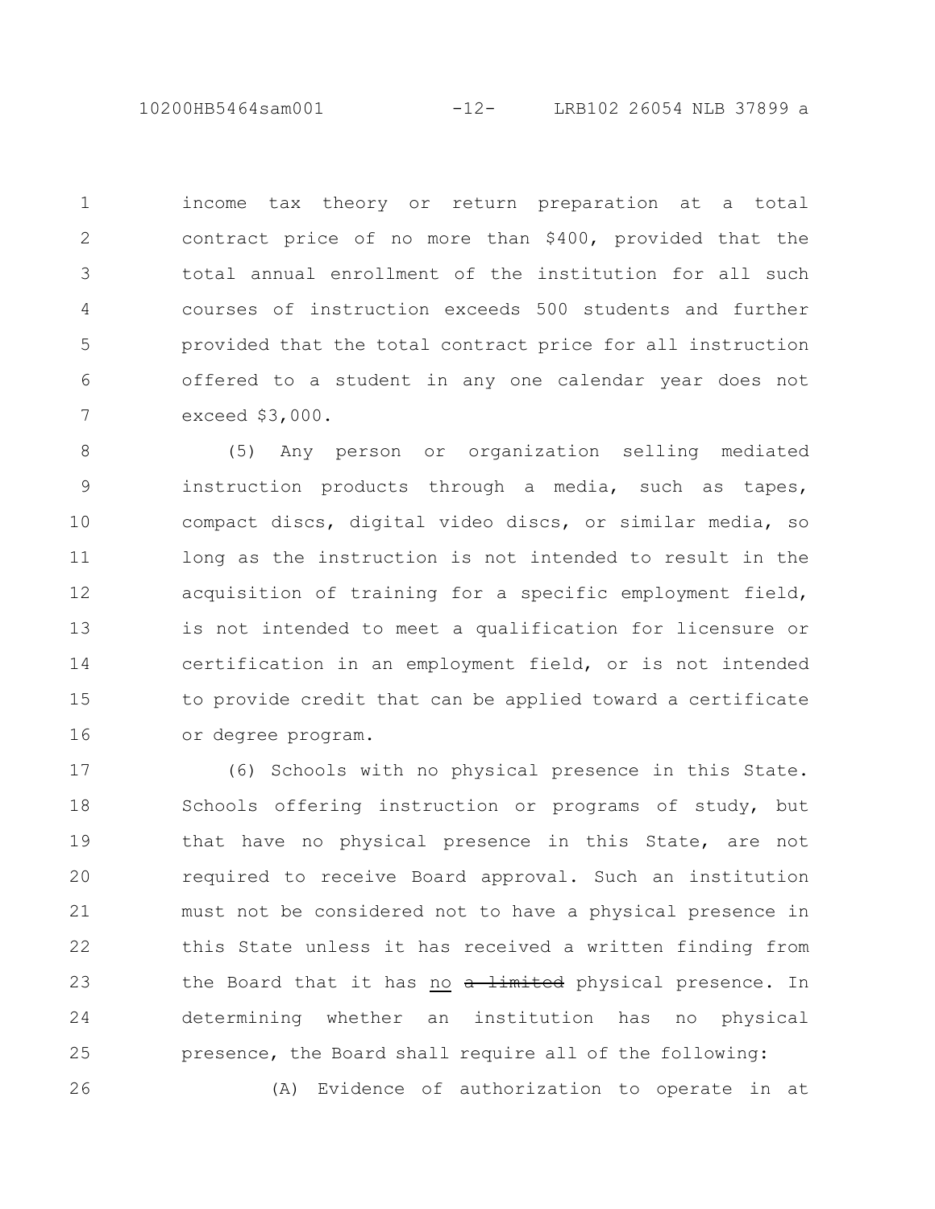income tax theory or return preparation at a total contract price of no more than $400, provided that the total annual enrollment of the institution for all such courses of instruction exceeds 500 students and further provided that the total contract price for all instruction offered to a student in any one calendar year does not exceed $3,000.

(5) Any person or organization selling mediated instruction products through a media, such as tapes, compact discs, digital video discs, or similar media, so long as the instruction is not intended to result in the acquisition of training for a specific employment field, is not intended to meet a qualification for licensure or certification in an employment field, or is not intended to provide credit that can be applied toward a certificate or degree program.

(6) Schools with no physical presence in this State. Schools offering instruction or programs of study, but that have no physical presence in this State, are not required to receive Board approval. Such an institution must not be considered not to have a physical presence in this State unless it has received a written finding from the Board that it has <u>no</u> ~~a limited~~ physical presence. In determining whether an institution has no physical presence, the Board shall require all of the following:

(A) Evidence of authorization to operate in at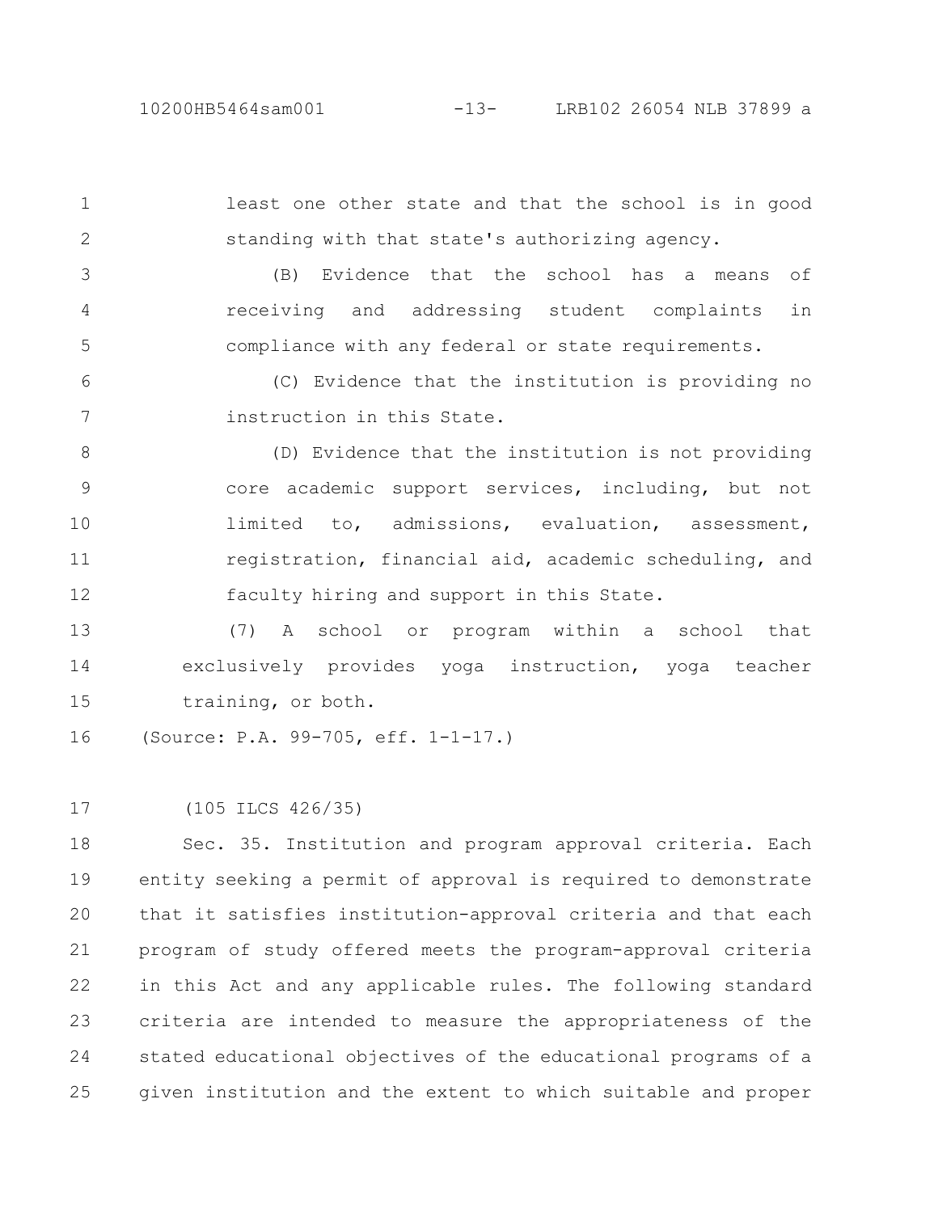least one other state and that the school is in good standing with that state's authorizing agency.

(B) Evidence that the school has a means of receiving and addressing student complaints in compliance with any federal or state requirements.

(C) Evidence that the institution is providing no instruction in this State.

(D) Evidence that the institution is not providing core academic support services, including, but not limited to, admissions, evaluation, assessment, registration, financial aid, academic scheduling, and faculty hiring and support in this State.

(7) A school or program within a school that exclusively provides yoga instruction, yoga teacher training, or both.

(Source: P.A. 99-705, eff. 1-1-17.)

(105 ILCS 426/35)

Sec. 35. Institution and program approval criteria. Each entity seeking a permit of approval is required to demonstrate that it satisfies institution-approval criteria and that each program of study offered meets the program-approval criteria in this Act and any applicable rules. The following standard criteria are intended to measure the appropriateness of the stated educational objectives of the educational programs of a given institution and the extent to which suitable and proper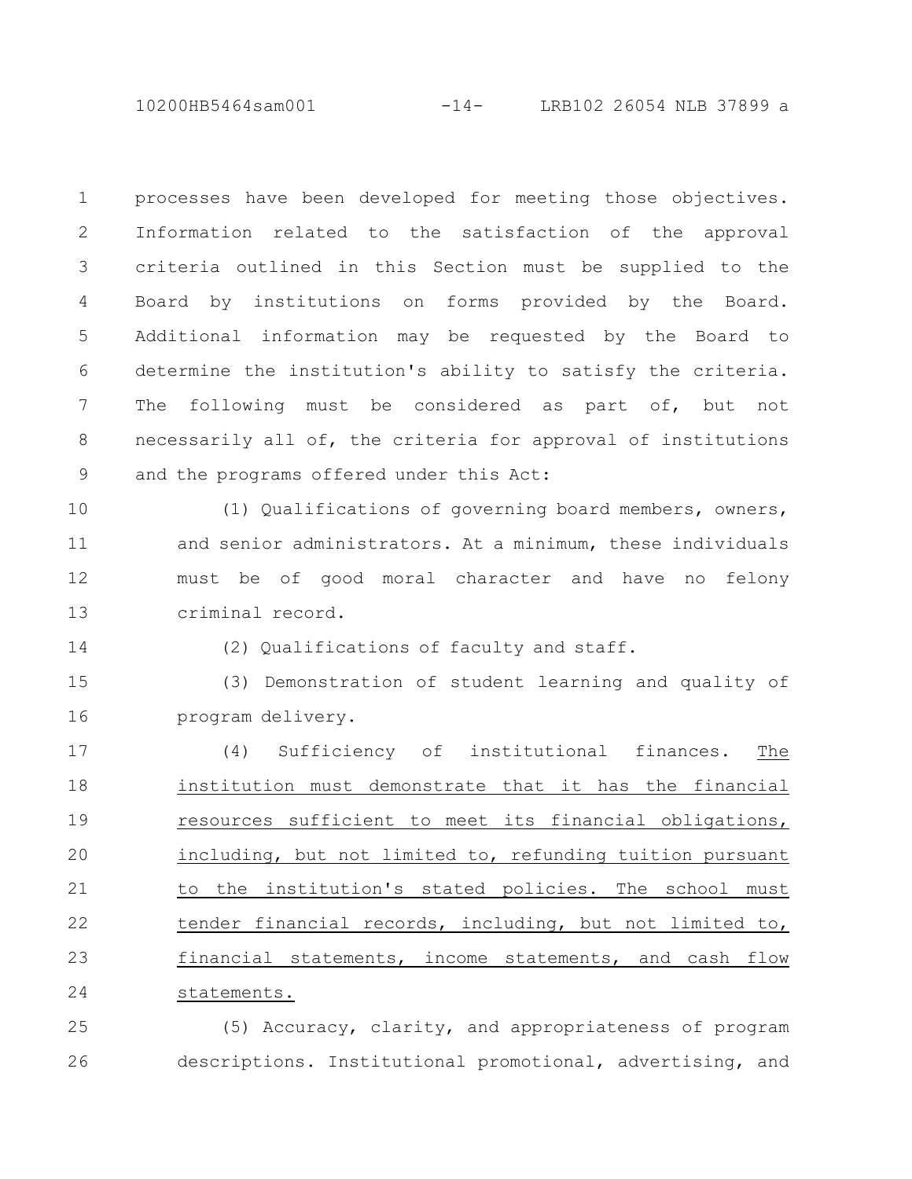processes have been developed for meeting those objectives. Information related to the satisfaction of the approval criteria outlined in this Section must be supplied to the Board by institutions on forms provided by the Board. Additional information may be requested by the Board to determine the institution's ability to satisfy the criteria. The following must be considered as part of, but not necessarily all of, the criteria for approval of institutions and the programs offered under this Act:

(1) Qualifications of governing board members, owners, and senior administrators. At a minimum, these individuals must be of good moral character and have no felony criminal record.

(2) Qualifications of faculty and staff.

(3) Demonstration of student learning and quality of program delivery.

(4) Sufficiency of institutional finances. <u>The institution must demonstrate that it has the financial resources sufficient to meet its financial obligations, including, but not limited to, refunding tuition pursuant to the institution's stated policies. The school must tender financial records, including, but not limited to, financial statements, income statements, and cash flow statements.</u>

(5) Accuracy, clarity, and appropriateness of program descriptions. Institutional promotional, advertising, and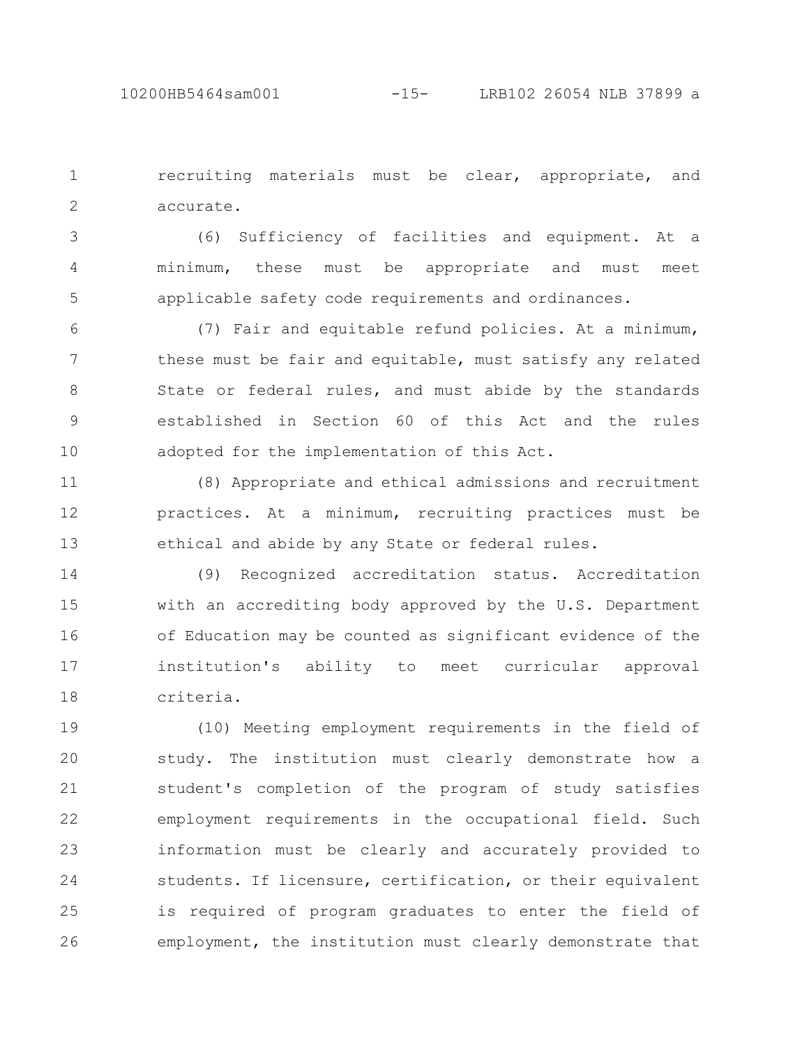recruiting materials must be clear, appropriate, and accurate.

(6) Sufficiency of facilities and equipment. At a minimum, these must be appropriate and must meet applicable safety code requirements and ordinances.

(7) Fair and equitable refund policies. At a minimum, these must be fair and equitable, must satisfy any related State or federal rules, and must abide by the standards established in Section 60 of this Act and the rules adopted for the implementation of this Act.

(8) Appropriate and ethical admissions and recruitment practices. At a minimum, recruiting practices must be ethical and abide by any State or federal rules.

(9) Recognized accreditation status. Accreditation with an accrediting body approved by the U.S. Department of Education may be counted as significant evidence of the institution's ability to meet curricular approval criteria.

(10) Meeting employment requirements in the field of study. The institution must clearly demonstrate how a student's completion of the program of study satisfies employment requirements in the occupational field. Such information must be clearly and accurately provided to students. If licensure, certification, or their equivalent is required of program graduates to enter the field of employment, the institution must clearly demonstrate that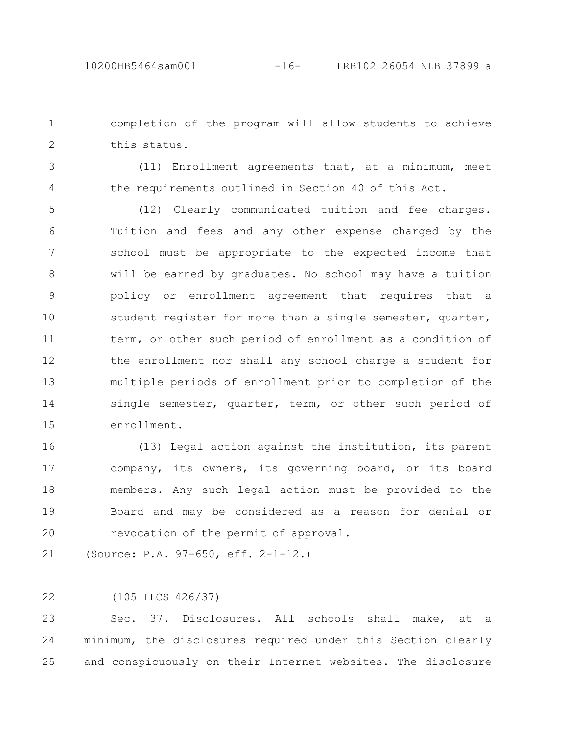completion of the program will allow students to achieve this status.

(11) Enrollment agreements that, at a minimum, meet the requirements outlined in Section 40 of this Act.

(12) Clearly communicated tuition and fee charges. Tuition and fees and any other expense charged by the school must be appropriate to the expected income that will be earned by graduates. No school may have a tuition policy or enrollment agreement that requires that a student register for more than a single semester, quarter, term, or other such period of enrollment as a condition of the enrollment nor shall any school charge a student for multiple periods of enrollment prior to completion of the single semester, quarter, term, or other such period of enrollment.

(13) Legal action against the institution, its parent company, its owners, its governing board, or its board members. Any such legal action must be provided to the Board and may be considered as a reason for denial or revocation of the permit of approval.

(Source: P.A. 97-650, eff. 2-1-12.)

(105 ILCS 426/37)

Sec. 37. Disclosures. All schools shall make, at a minimum, the disclosures required under this Section clearly and conspicuously on their Internet websites. The disclosure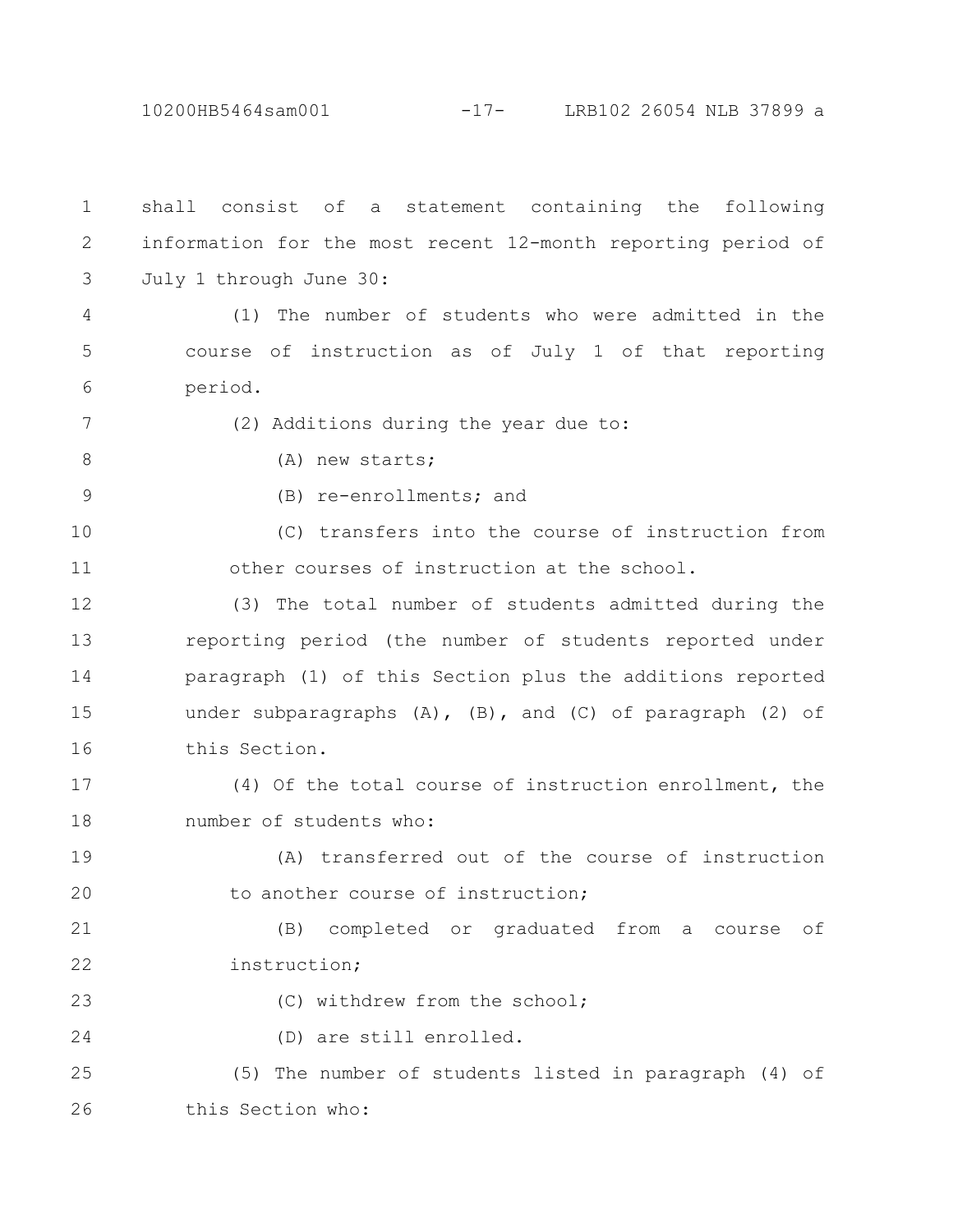shall consist of a statement containing the following information for the most recent 12-month reporting period of July 1 through June 30:

(1) The number of students who were admitted in the course of instruction as of July 1 of that reporting period.

(2) Additions during the year due to:

(A) new starts;

(B) re-enrollments; and

(C) transfers into the course of instruction from other courses of instruction at the school.

(3) The total number of students admitted during the reporting period (the number of students reported under paragraph (1) of this Section plus the additions reported under subparagraphs (A), (B), and (C) of paragraph (2) of this Section.

(4) Of the total course of instruction enrollment, the number of students who:

(A) transferred out of the course of instruction to another course of instruction;

(B) completed or graduated from a course of instruction;

(C) withdrew from the school;

(D) are still enrolled.

(5) The number of students listed in paragraph (4) of this Section who: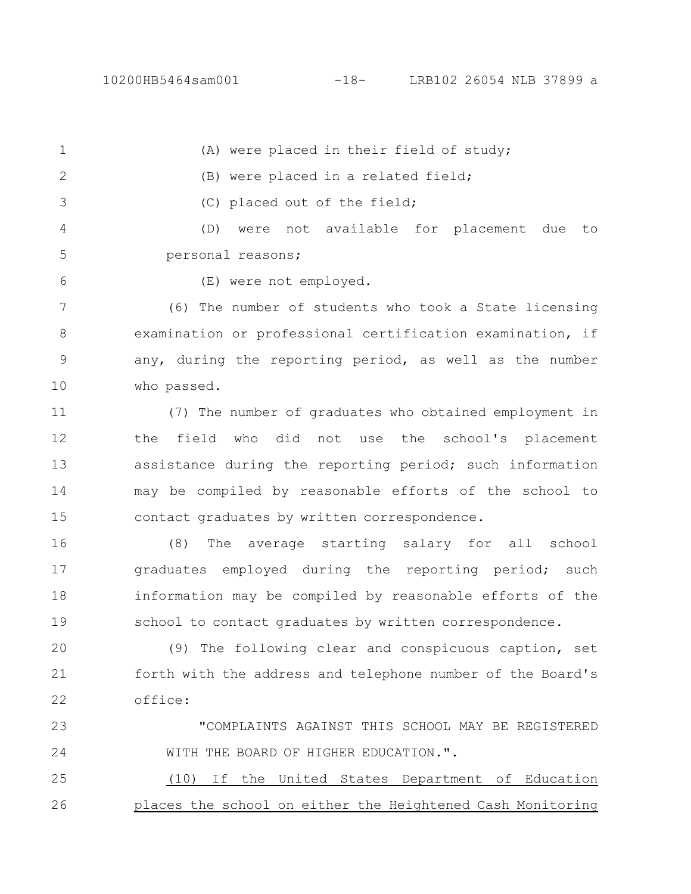(A) were placed in their field of study;

(B) were placed in a related field;

(C) placed out of the field;

(D) were not available for placement due to personal reasons;

(E) were not employed.

(6) The number of students who took a State licensing examination or professional certification examination, if any, during the reporting period, as well as the number who passed.

(7) The number of graduates who obtained employment in the field who did not use the school's placement assistance during the reporting period; such information may be compiled by reasonable efforts of the school to contact graduates by written correspondence.

(8) The average starting salary for all school graduates employed during the reporting period; such information may be compiled by reasonable efforts of the school to contact graduates by written correspondence.

(9) The following clear and conspicuous caption, set forth with the address and telephone number of the Board's office:

"COMPLAINTS AGAINST THIS SCHOOL MAY BE REGISTERED WITH THE BOARD OF HIGHER EDUCATION.".

<u>(10) If the United States Department of Education places the school on either the Heightened Cash Monitoring</u>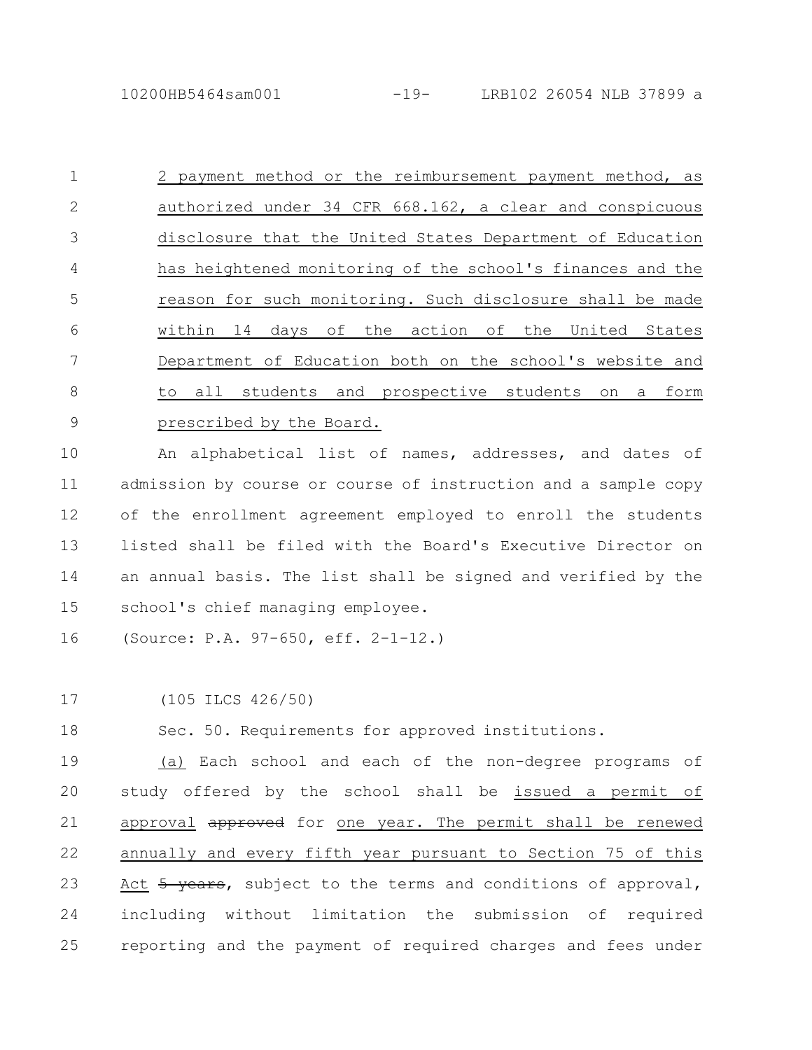2 payment method or the reimbursement payment method, as authorized under 34 CFR 668.162, a clear and conspicuous disclosure that the United States Department of Education has heightened monitoring of the school's finances and the reason for such monitoring. Such disclosure shall be made within 14 days of the action of the United States Department of Education both on the school's website and to all students and prospective students on a form prescribed by the Board.

An alphabetical list of names, addresses, and dates of admission by course or course of instruction and a sample copy of the enrollment agreement employed to enroll the students listed shall be filed with the Board's Executive Director on an annual basis. The list shall be signed and verified by the school's chief managing employee.

(Source: P.A. 97-650, eff. 2-1-12.)

(105 ILCS 426/50)

Sec. 50. Requirements for approved institutions.

(a) Each school and each of the non-degree programs of study offered by the school shall be issued a permit of approval ~~approved~~ for one year. The permit shall be renewed annually and every fifth year pursuant to Section 75 of this Act ~~5 years~~, subject to the terms and conditions of approval, including without limitation the submission of required reporting and the payment of required charges and fees under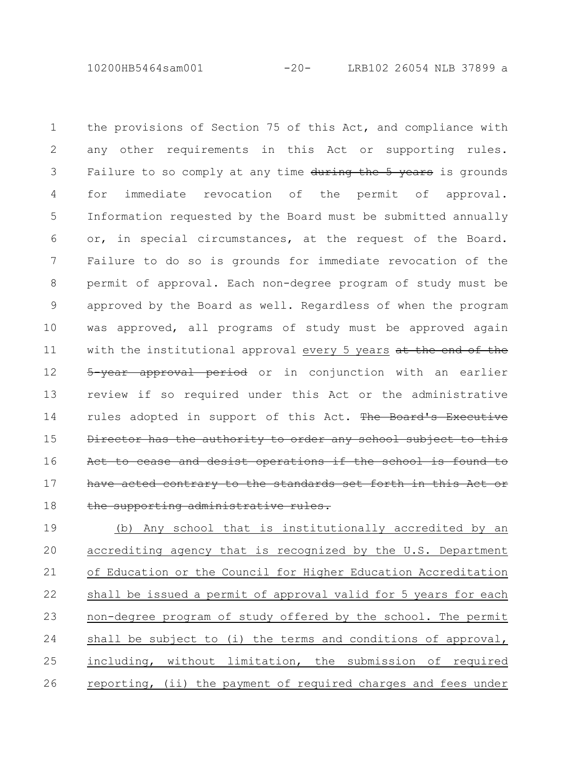the provisions of Section 75 of this Act, and compliance with any other requirements in this Act or supporting rules. Failure to so comply at any time ~~during the 5 years~~ is grounds for immediate revocation of the permit of approval. Information requested by the Board must be submitted annually or, in special circumstances, at the request of the Board. Failure to do so is grounds for immediate revocation of the permit of approval. Each non-degree program of study must be approved by the Board as well. Regardless of when the program was approved, all programs of study must be approved again with the institutional approval every 5 years ~~at the end of the 5-year approval period~~ or in conjunction with an earlier review if so required under this Act or the administrative rules adopted in support of this Act. ~~The Board's Executive Director has the authority to order any school subject to this Act to cease and desist operations if the school is found to have acted contrary to the standards set forth in this Act or the supporting administrative rules.~~

(b) Any school that is institutionally accredited by an accrediting agency that is recognized by the U.S. Department of Education or the Council for Higher Education Accreditation shall be issued a permit of approval valid for 5 years for each non-degree program of study offered by the school. The permit shall be subject to (i) the terms and conditions of approval, including, without limitation, the submission of required reporting, (ii) the payment of required charges and fees under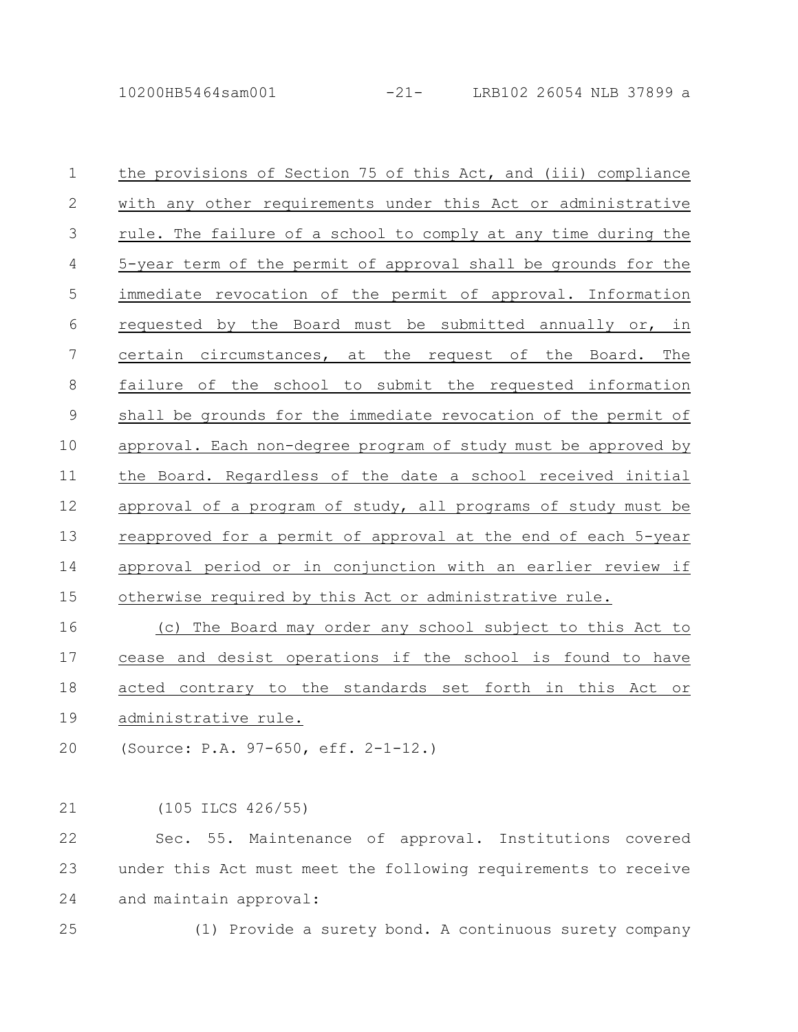the provisions of Section 75 of this Act, and (iii) compliance with any other requirements under this Act or administrative rule. The failure of a school to comply at any time during the 5-year term of the permit of approval shall be grounds for the immediate revocation of the permit of approval. Information requested by the Board must be submitted annually or, in certain circumstances, at the request of the Board. The failure of the school to submit the requested information shall be grounds for the immediate revocation of the permit of approval. Each non-degree program of study must be approved by the Board. Regardless of the date a school received initial approval of a program of study, all programs of study must be reapproved for a permit of approval at the end of each 5-year approval period or in conjunction with an earlier review if otherwise required by this Act or administrative rule.

(c) The Board may order any school subject to this Act to cease and desist operations if the school is found to have acted contrary to the standards set forth in this Act or administrative rule.

(Source: P.A. 97-650, eff. 2-1-12.)

(105 ILCS 426/55)

Sec. 55. Maintenance of approval. Institutions covered under this Act must meet the following requirements to receive and maintain approval:

(1) Provide a surety bond. A continuous surety company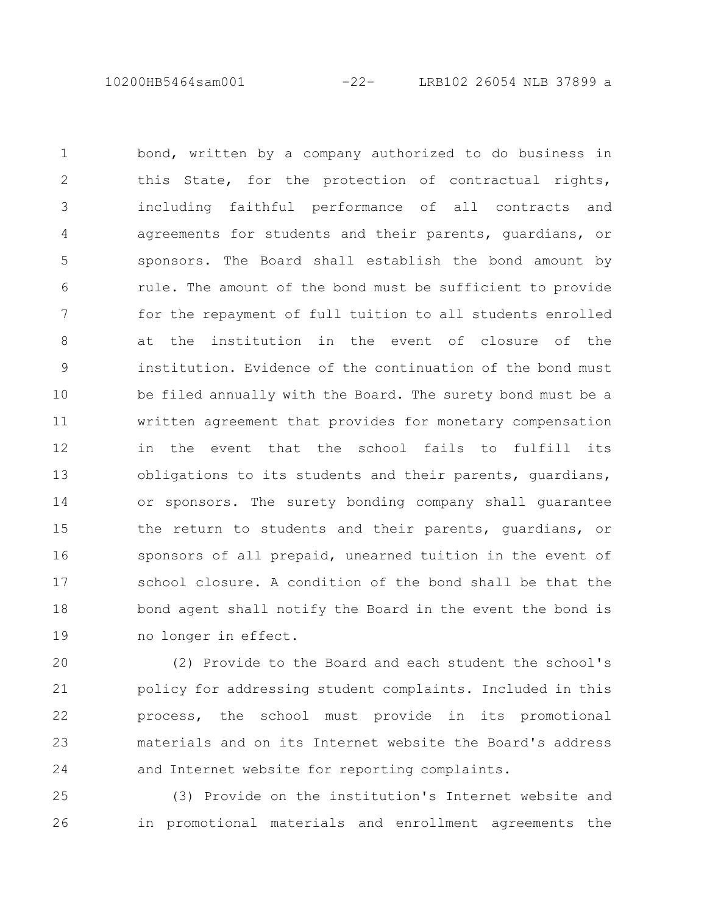bond, written by a company authorized to do business in this State, for the protection of contractual rights, including faithful performance of all contracts and agreements for students and their parents, guardians, or sponsors. The Board shall establish the bond amount by rule. The amount of the bond must be sufficient to provide for the repayment of full tuition to all students enrolled at the institution in the event of closure of the institution. Evidence of the continuation of the bond must be filed annually with the Board. The surety bond must be a written agreement that provides for monetary compensation in the event that the school fails to fulfill its obligations to its students and their parents, guardians, or sponsors. The surety bonding company shall guarantee the return to students and their parents, guardians, or sponsors of all prepaid, unearned tuition in the event of school closure. A condition of the bond shall be that the bond agent shall notify the Board in the event the bond is no longer in effect.

(2) Provide to the Board and each student the school's policy for addressing student complaints. Included in this process, the school must provide in its promotional materials and on its Internet website the Board's address and Internet website for reporting complaints.

(3) Provide on the institution's Internet website and in promotional materials and enrollment agreements the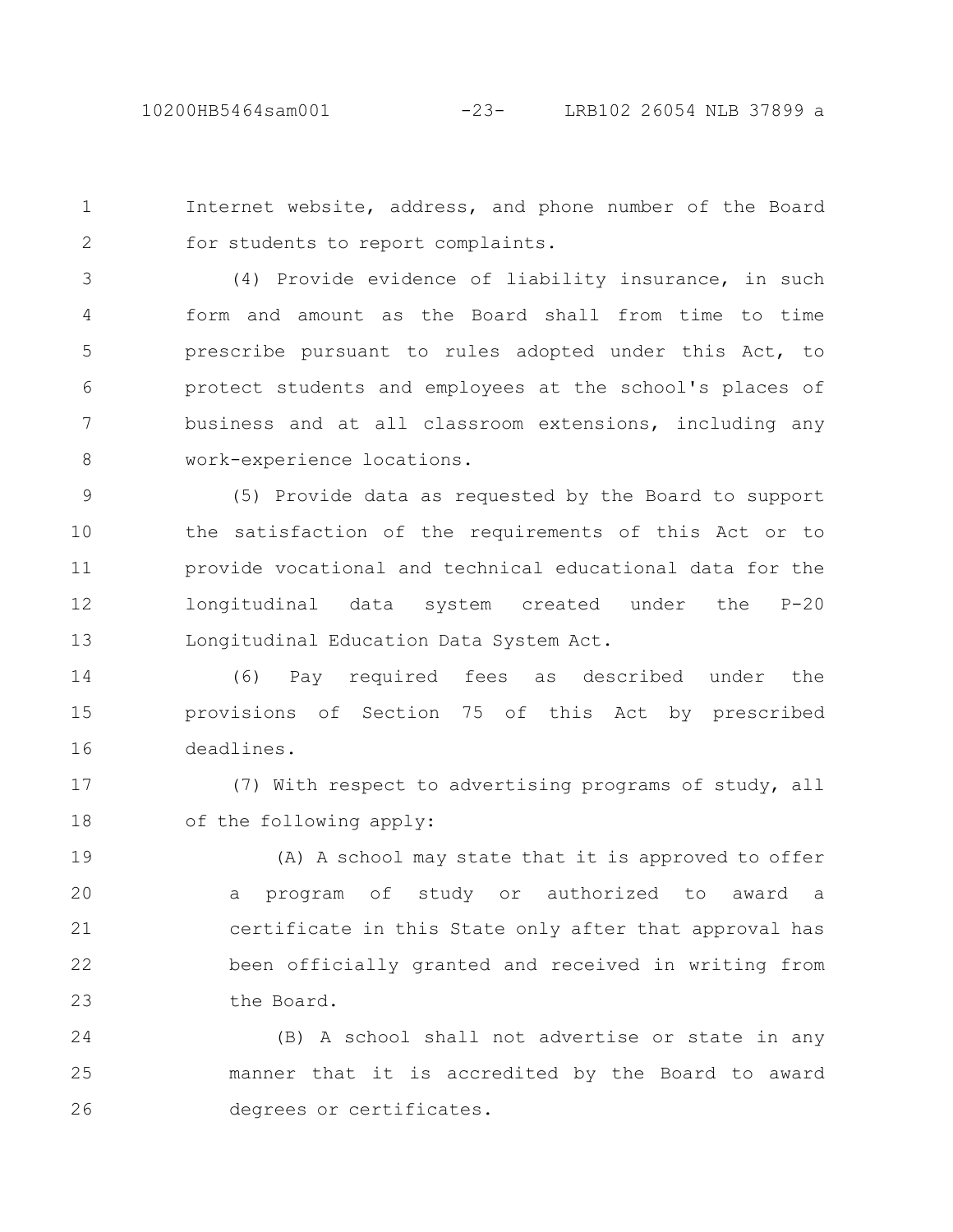Internet website, address, and phone number of the Board for students to report complaints.

(4) Provide evidence of liability insurance, in such form and amount as the Board shall from time to time prescribe pursuant to rules adopted under this Act, to protect students and employees at the school's places of business and at all classroom extensions, including any work-experience locations.

(5) Provide data as requested by the Board to support the satisfaction of the requirements of this Act or to provide vocational and technical educational data for the longitudinal data system created under the P-20 Longitudinal Education Data System Act.

(6) Pay required fees as described under the provisions of Section 75 of this Act by prescribed deadlines.

(7) With respect to advertising programs of study, all of the following apply:

(A) A school may state that it is approved to offer a program of study or authorized to award a certificate in this State only after that approval has been officially granted and received in writing from the Board.

(B) A school shall not advertise or state in any manner that it is accredited by the Board to award degrees or certificates.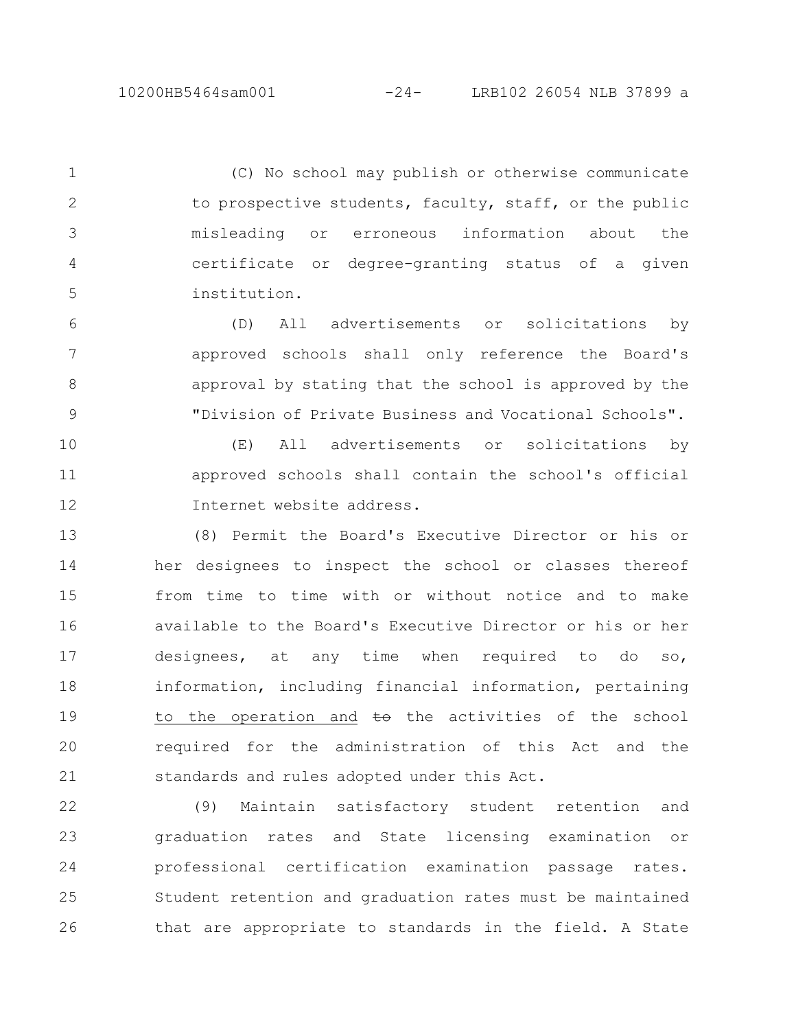(C) No school may publish or otherwise communicate to prospective students, faculty, staff, or the public misleading or erroneous information about the certificate or degree-granting status of a given institution.

(D) All advertisements or solicitations by approved schools shall only reference the Board's approval by stating that the school is approved by the "Division of Private Business and Vocational Schools".

(E) All advertisements or solicitations by approved schools shall contain the school's official Internet website address.

(8) Permit the Board's Executive Director or his or her designees to inspect the school or classes thereof from time to time with or without notice and to make available to the Board's Executive Director or his or her designees, at any time when required to do so, information, including financial information, pertaining <u>to the operation and</u> ~~to~~ the activities of the school required for the administration of this Act and the standards and rules adopted under this Act.

(9) Maintain satisfactory student retention and graduation rates and State licensing examination or professional certification examination passage rates. Student retention and graduation rates must be maintained that are appropriate to standards in the field. A State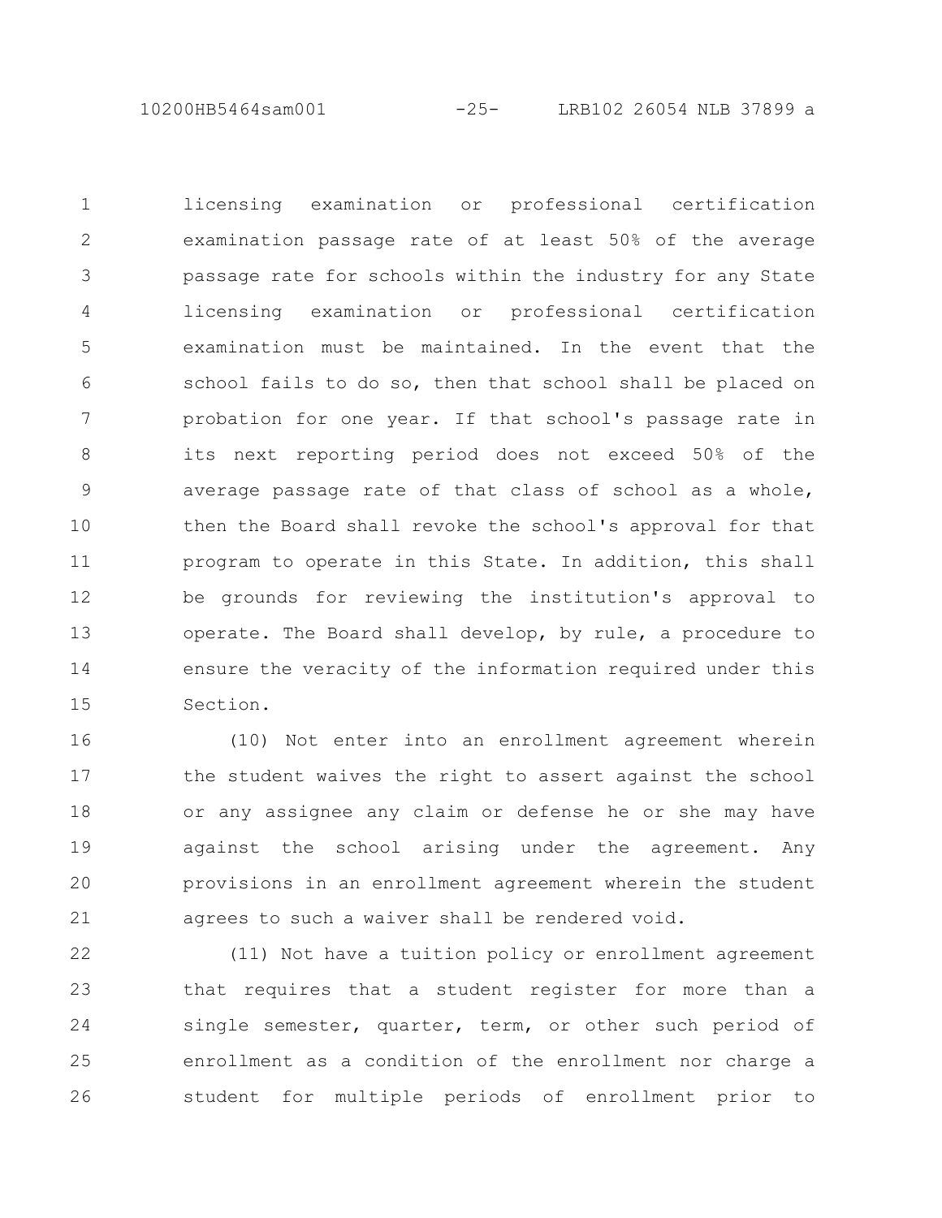licensing examination or professional certification examination passage rate of at least 50% of the average passage rate for schools within the industry for any State licensing examination or professional certification examination must be maintained. In the event that the school fails to do so, then that school shall be placed on probation for one year. If that school's passage rate in its next reporting period does not exceed 50% of the average passage rate of that class of school as a whole, then the Board shall revoke the school's approval for that program to operate in this State. In addition, this shall be grounds for reviewing the institution's approval to operate. The Board shall develop, by rule, a procedure to ensure the veracity of the information required under this Section.

(10) Not enter into an enrollment agreement wherein the student waives the right to assert against the school or any assignee any claim or defense he or she may have against the school arising under the agreement. Any provisions in an enrollment agreement wherein the student agrees to such a waiver shall be rendered void.

(11) Not have a tuition policy or enrollment agreement that requires that a student register for more than a single semester, quarter, term, or other such period of enrollment as a condition of the enrollment nor charge a student for multiple periods of enrollment prior to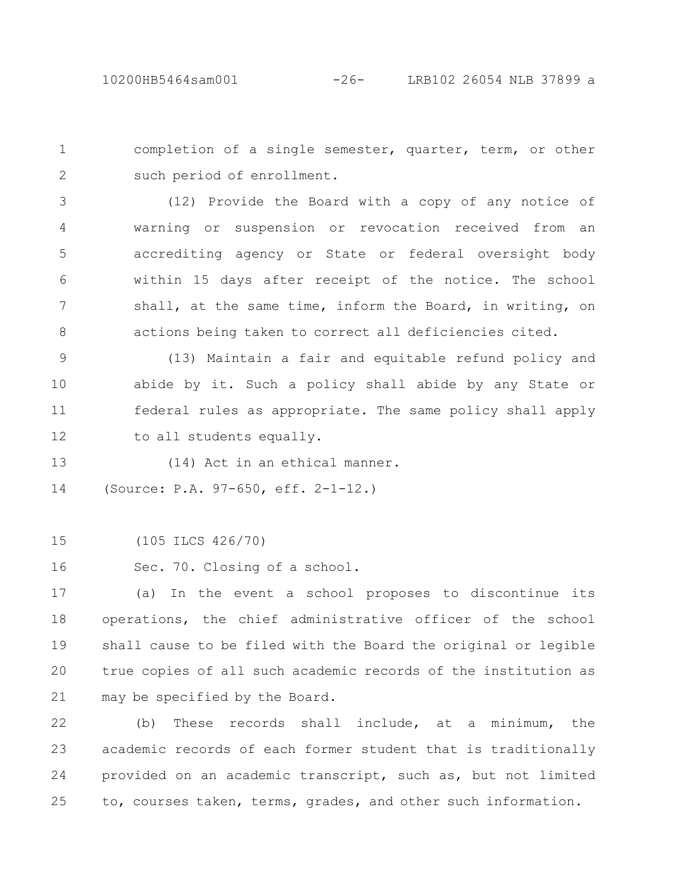completion of a single semester, quarter, term, or other such period of enrollment.

(12) Provide the Board with a copy of any notice of warning or suspension or revocation received from an accrediting agency or State or federal oversight body within 15 days after receipt of the notice. The school shall, at the same time, inform the Board, in writing, on actions being taken to correct all deficiencies cited.

(13) Maintain a fair and equitable refund policy and abide by it. Such a policy shall abide by any State or federal rules as appropriate. The same policy shall apply to all students equally.

(14) Act in an ethical manner.

(Source: P.A. 97-650, eff. 2-1-12.)

(105 ILCS 426/70)

Sec. 70. Closing of a school.

(a) In the event a school proposes to discontinue its operations, the chief administrative officer of the school shall cause to be filed with the Board the original or legible true copies of all such academic records of the institution as may be specified by the Board.

(b) These records shall include, at a minimum, the academic records of each former student that is traditionally provided on an academic transcript, such as, but not limited to, courses taken, terms, grades, and other such information.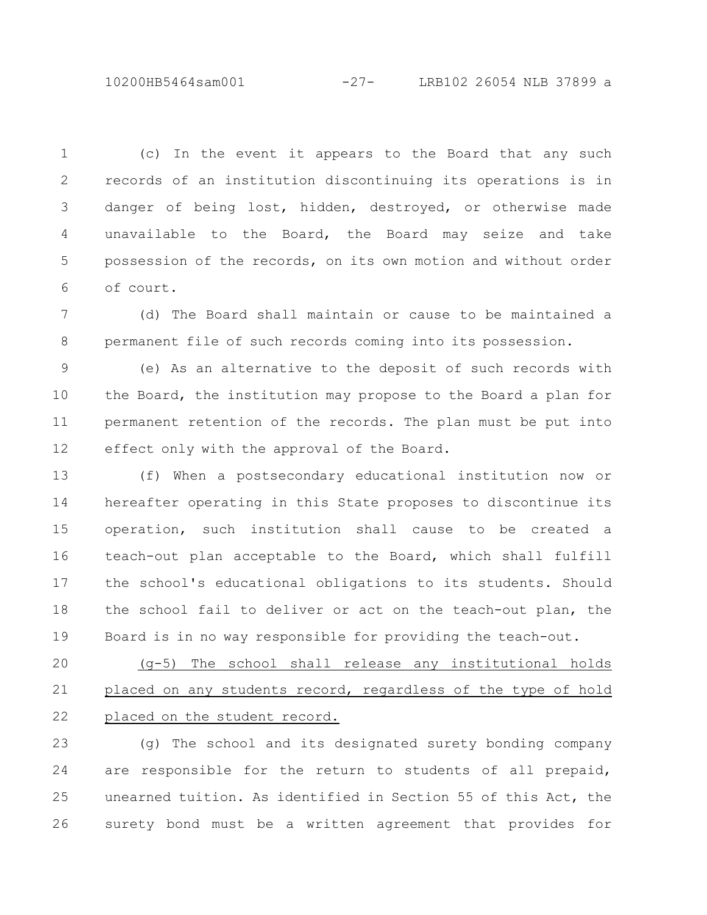(c) In the event it appears to the Board that any such records of an institution discontinuing its operations is in danger of being lost, hidden, destroyed, or otherwise made unavailable to the Board, the Board may seize and take possession of the records, on its own motion and without order of court.

(d) The Board shall maintain or cause to be maintained a permanent file of such records coming into its possession.

(e) As an alternative to the deposit of such records with the Board, the institution may propose to the Board a plan for permanent retention of the records. The plan must be put into effect only with the approval of the Board.

(f) When a postsecondary educational institution now or hereafter operating in this State proposes to discontinue its operation, such institution shall cause to be created a teach-out plan acceptable to the Board, which shall fulfill the school's educational obligations to its students. Should the school fail to deliver or act on the teach-out plan, the Board is in no way responsible for providing the teach-out.

<u>(g-5) The school shall release any institutional holds placed on any students record, regardless of the type of hold placed on the student record.</u>

(g) The school and its designated surety bonding company are responsible for the return to students of all prepaid, unearned tuition. As identified in Section 55 of this Act, the surety bond must be a written agreement that provides for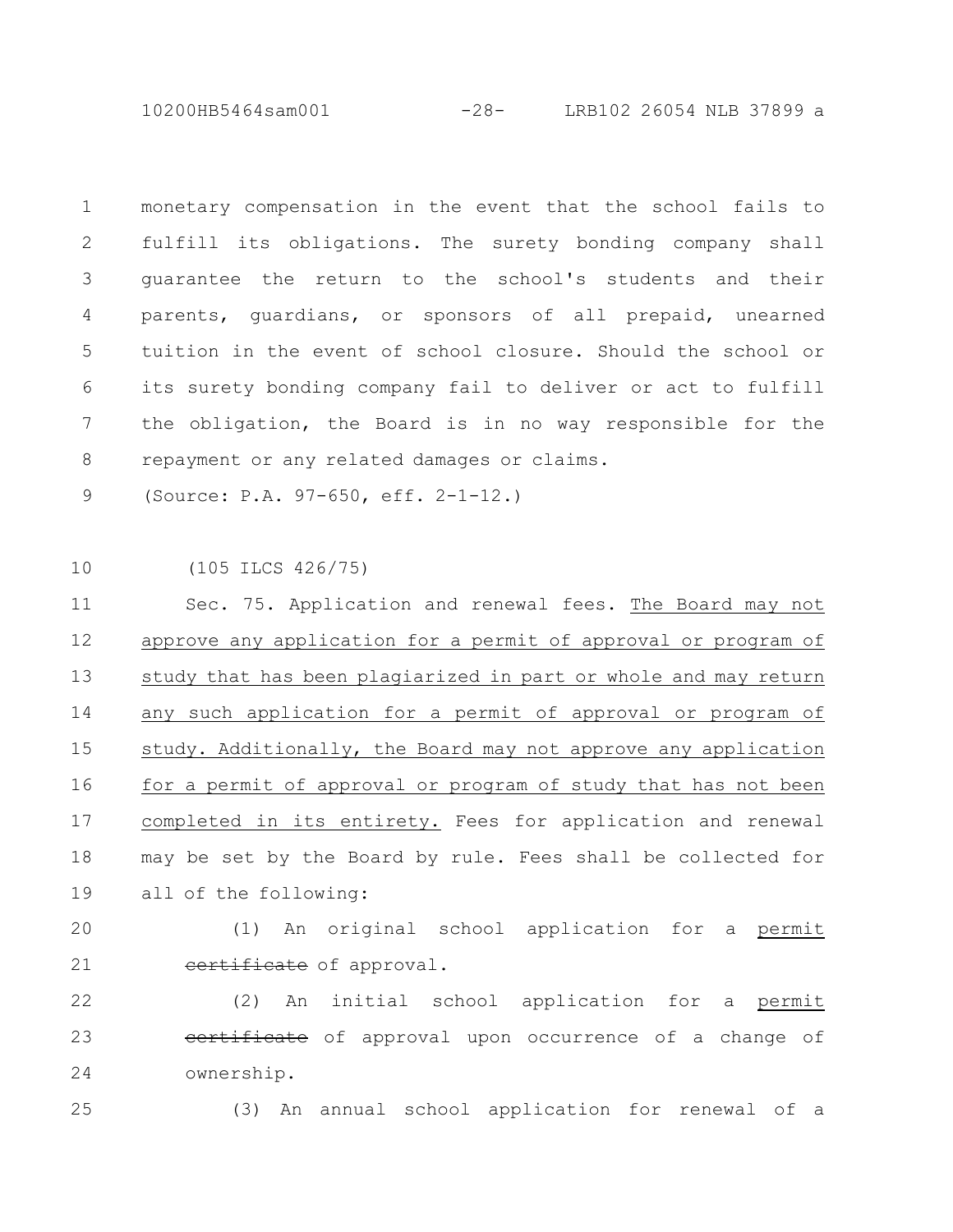monetary compensation in the event that the school fails to fulfill its obligations. The surety bonding company shall guarantee the return to the school's students and their parents, guardians, or sponsors of all prepaid, unearned tuition in the event of school closure. Should the school or its surety bonding company fail to deliver or act to fulfill the obligation, the Board is in no way responsible for the repayment or any related damages or claims.

(Source: P.A. 97-650, eff. 2-1-12.)

(105 ILCS 426/75)

Sec. 75. Application and renewal fees. The Board may not approve any application for a permit of approval or program of study that has been plagiarized in part or whole and may return any such application for a permit of approval or program of study. Additionally, the Board may not approve any application for a permit of approval or program of study that has not been completed in its entirety. Fees for application and renewal may be set by the Board by rule. Fees shall be collected for all of the following:

(1) An original school application for a permit ~~certificate~~ of approval.

(2) An initial school application for a permit ~~certificate~~ of approval upon occurrence of a change of ownership.

(3) An annual school application for renewal of a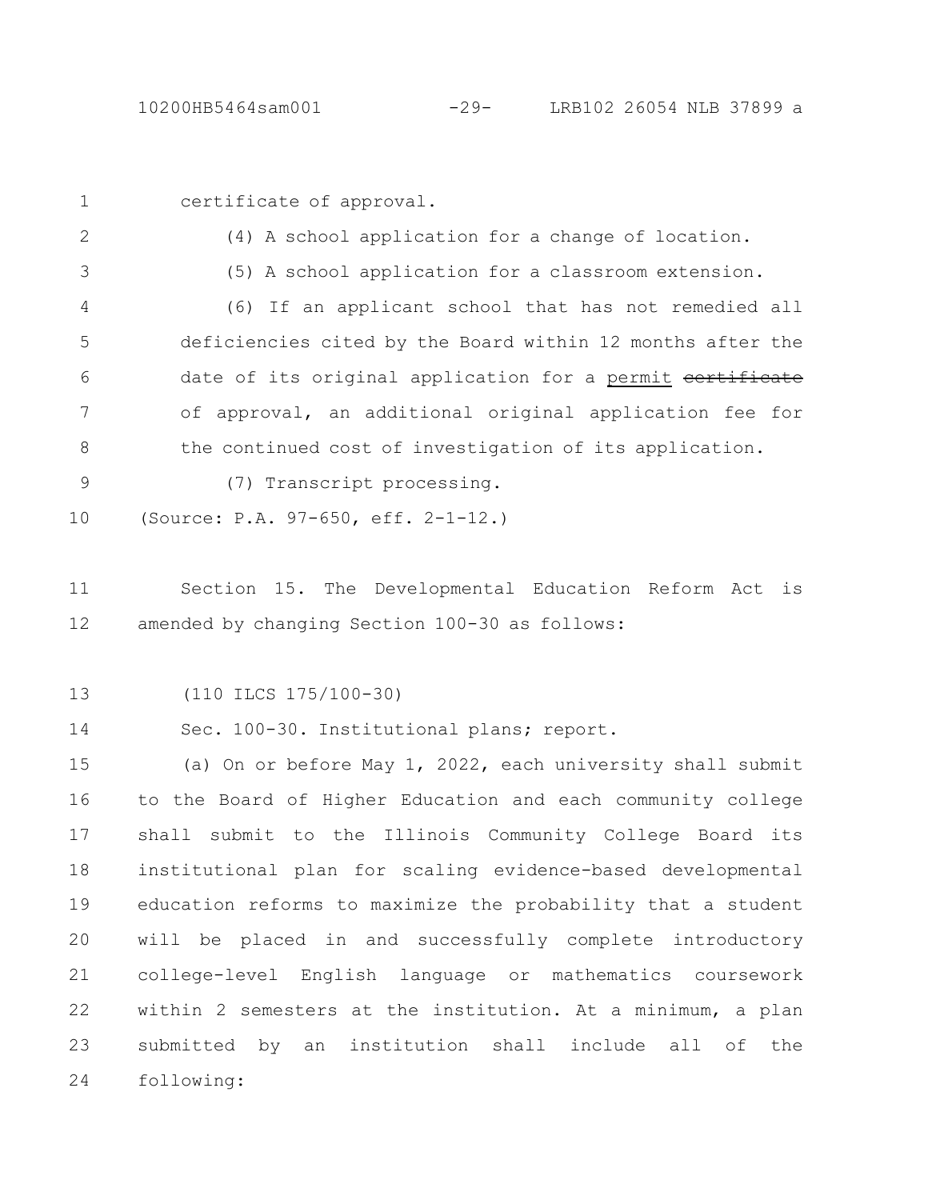certificate of approval.

(4) A school application for a change of location.

(5) A school application for a classroom extension.

(6) If an applicant school that has not remedied all deficiencies cited by the Board within 12 months after the date of its original application for a <u>permit</u> ~~certificate~~ of approval, an additional original application fee for the continued cost of investigation of its application.

(7) Transcript processing.

(Source: P.A. 97-650, eff. 2-1-12.)

Section 15. The Developmental Education Reform Act is amended by changing Section 100-30 as follows:

(110 ILCS 175/100-30)

Sec. 100-30. Institutional plans; report.

(a) On or before May 1, 2022, each university shall submit to the Board of Higher Education and each community college shall submit to the Illinois Community College Board its institutional plan for scaling evidence-based developmental education reforms to maximize the probability that a student will be placed in and successfully complete introductory college-level English language or mathematics coursework within 2 semesters at the institution. At a minimum, a plan submitted by an institution shall include all of the following: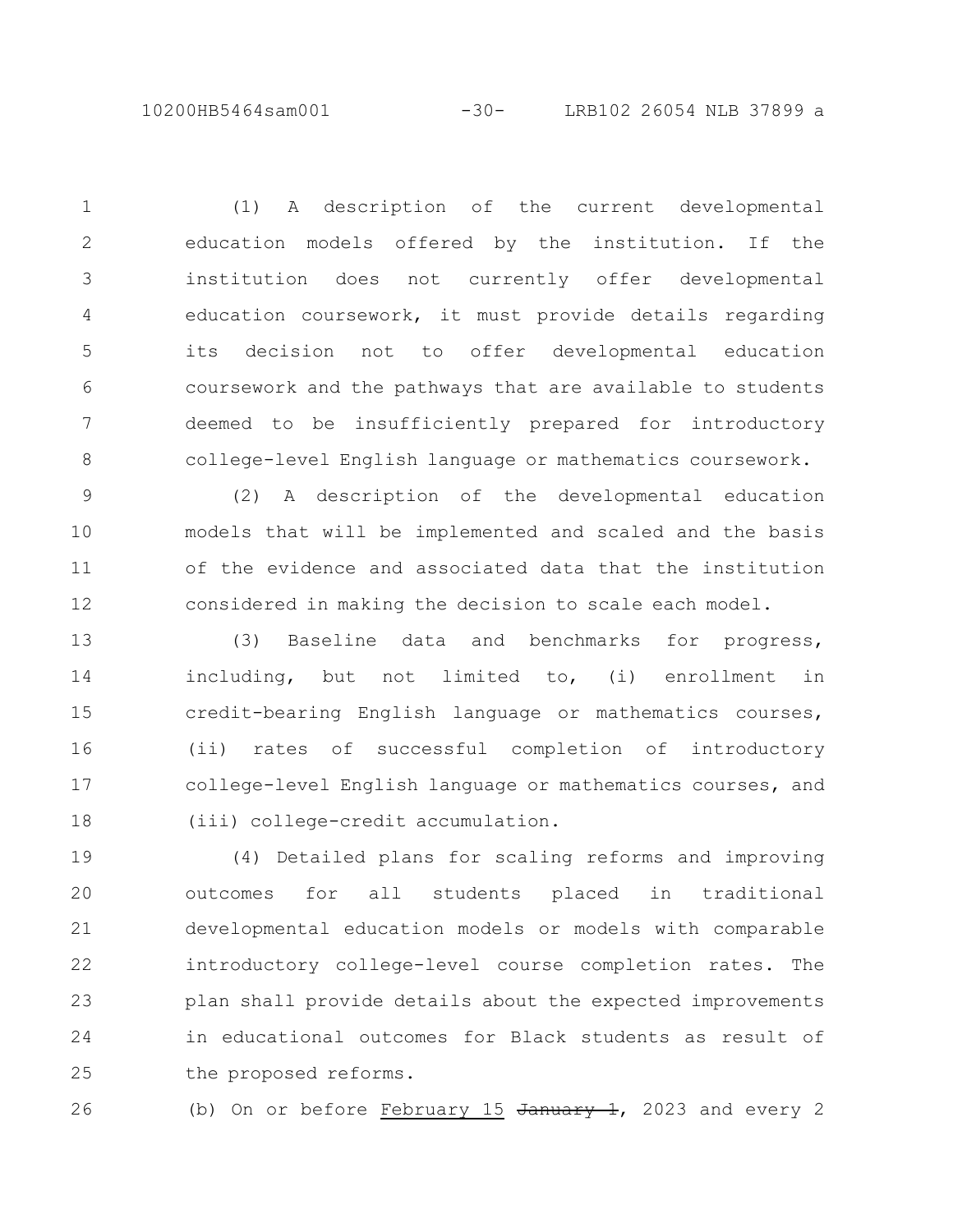(1) A description of the current developmental education models offered by the institution. If the institution does not currently offer developmental education coursework, it must provide details regarding its decision not to offer developmental education coursework and the pathways that are available to students deemed to be insufficiently prepared for introductory college-level English language or mathematics coursework.

(2) A description of the developmental education models that will be implemented and scaled and the basis of the evidence and associated data that the institution considered in making the decision to scale each model.

(3) Baseline data and benchmarks for progress, including, but not limited to, (i) enrollment in credit-bearing English language or mathematics courses, (ii) rates of successful completion of introductory college-level English language or mathematics courses, and (iii) college-credit accumulation.

(4) Detailed plans for scaling reforms and improving outcomes for all students placed in traditional developmental education models or models with comparable introductory college-level course completion rates. The plan shall provide details about the expected improvements in educational outcomes for Black students as result of the proposed reforms.

(b) On or before February 15 ~~January 1~~, 2023 and every 2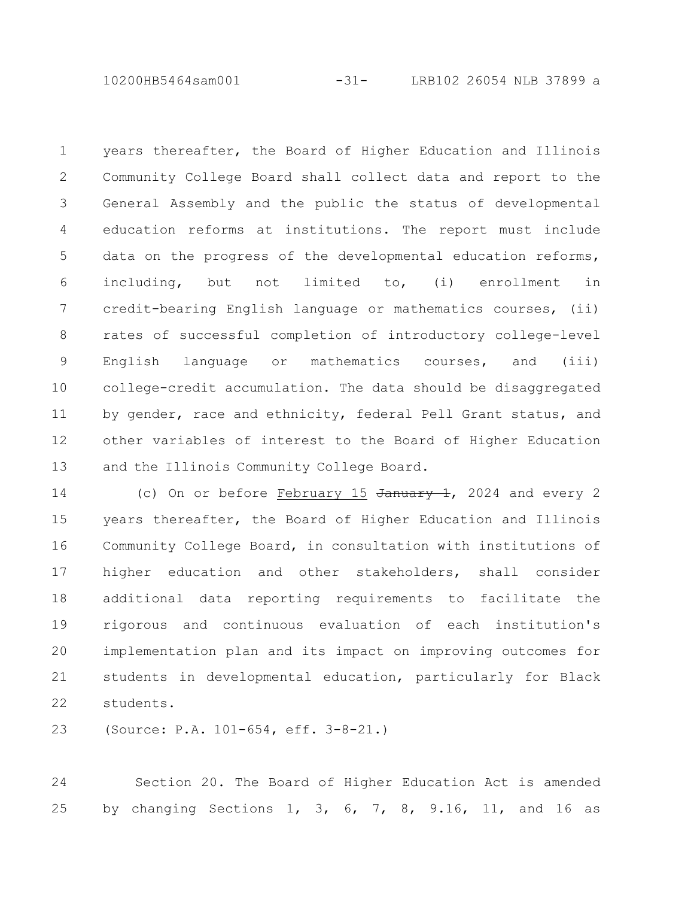years thereafter, the Board of Higher Education and Illinois Community College Board shall collect data and report to the General Assembly and the public the status of developmental education reforms at institutions. The report must include data on the progress of the developmental education reforms, including, but not limited to, (i) enrollment in credit-bearing English language or mathematics courses, (ii) rates of successful completion of introductory college-level English language or mathematics courses, and (iii) college-credit accumulation. The data should be disaggregated by gender, race and ethnicity, federal Pell Grant status, and other variables of interest to the Board of Higher Education and the Illinois Community College Board.

(c) On or before February 15 ~~January 1~~, 2024 and every 2 years thereafter, the Board of Higher Education and Illinois Community College Board, in consultation with institutions of higher education and other stakeholders, shall consider additional data reporting requirements to facilitate the rigorous and continuous evaluation of each institution's implementation plan and its impact on improving outcomes for students in developmental education, particularly for Black students.

(Source: P.A. 101-654, eff. 3-8-21.)

Section 20. The Board of Higher Education Act is amended by changing Sections 1, 3, 6, 7, 8, 9.16, 11, and 16 as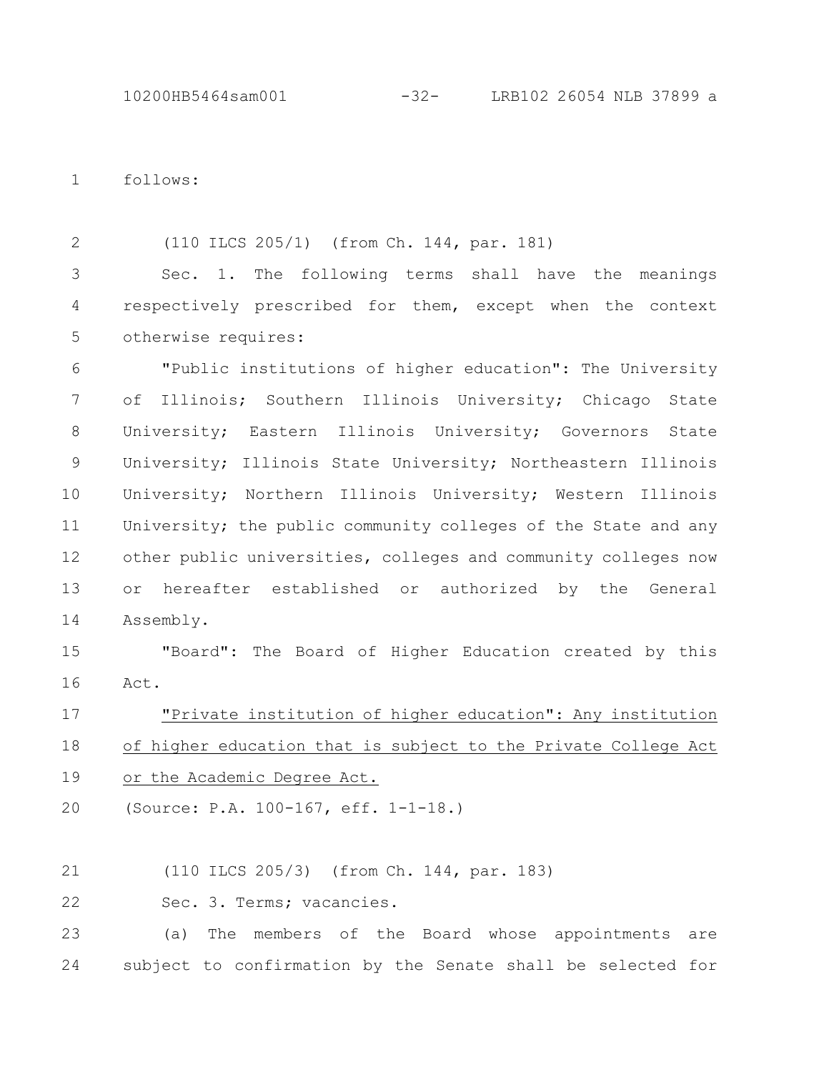follows:

(110 ILCS 205/1) (from Ch. 144, par. 181)

Sec. 1. The following terms shall have the meanings respectively prescribed for them, except when the context otherwise requires:

"Public institutions of higher education": The University of Illinois; Southern Illinois University; Chicago State University; Eastern Illinois University; Governors State University; Illinois State University; Northeastern Illinois University; Northern Illinois University; Western Illinois University; the public community colleges of the State and any other public universities, colleges and community colleges now or hereafter established or authorized by the General Assembly.

"Board": The Board of Higher Education created by this Act.

<u>"Private institution of higher education": Any institution of higher education that is subject to the Private College Act or the Academic Degree Act.</u>

(Source: P.A. 100-167, eff. 1-1-18.)

(110 ILCS 205/3) (from Ch. 144, par. 183)

Sec. 3. Terms; vacancies.

(a) The members of the Board whose appointments are subject to confirmation by the Senate shall be selected for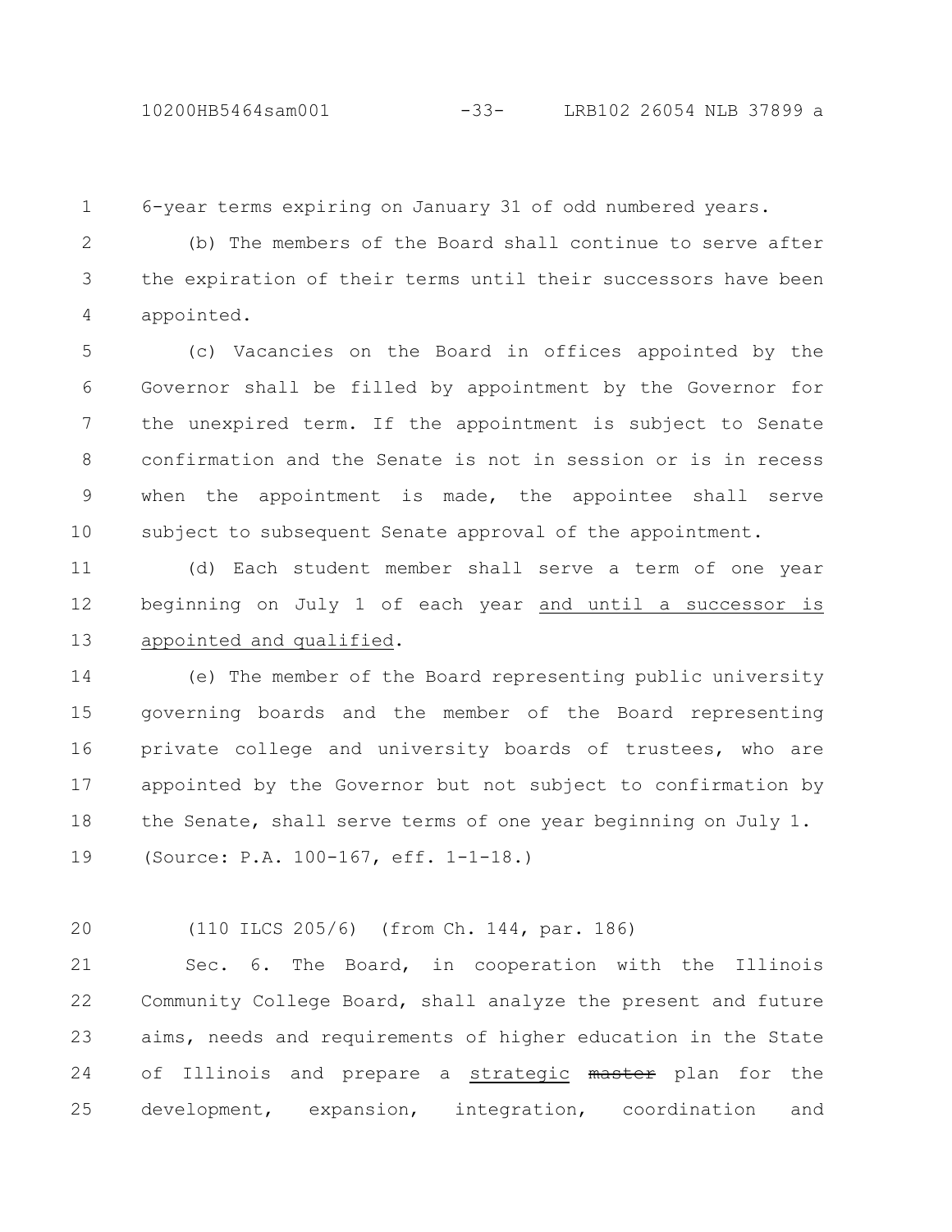6-year terms expiring on January 31 of odd numbered years.

(b) The members of the Board shall continue to serve after the expiration of their terms until their successors have been appointed.

(c) Vacancies on the Board in offices appointed by the Governor shall be filled by appointment by the Governor for the unexpired term. If the appointment is subject to Senate confirmation and the Senate is not in session or is in recess when the appointment is made, the appointee shall serve subject to subsequent Senate approval of the appointment.

(d) Each student member shall serve a term of one year beginning on July 1 of each year <u>and until a successor is appointed and qualified</u>.

(e) The member of the Board representing public university governing boards and the member of the Board representing private college and university boards of trustees, who are appointed by the Governor but not subject to confirmation by the Senate, shall serve terms of one year beginning on July 1.

(Source: P.A. 100-167, eff. 1-1-18.)

(110 ILCS 205/6) (from Ch. 144, par. 186)

Sec. 6. The Board, in cooperation with the Illinois Community College Board, shall analyze the present and future aims, needs and requirements of higher education in the State of Illinois and prepare a <u>strategic</u> ~~master~~ plan for the development, expansion, integration, coordination and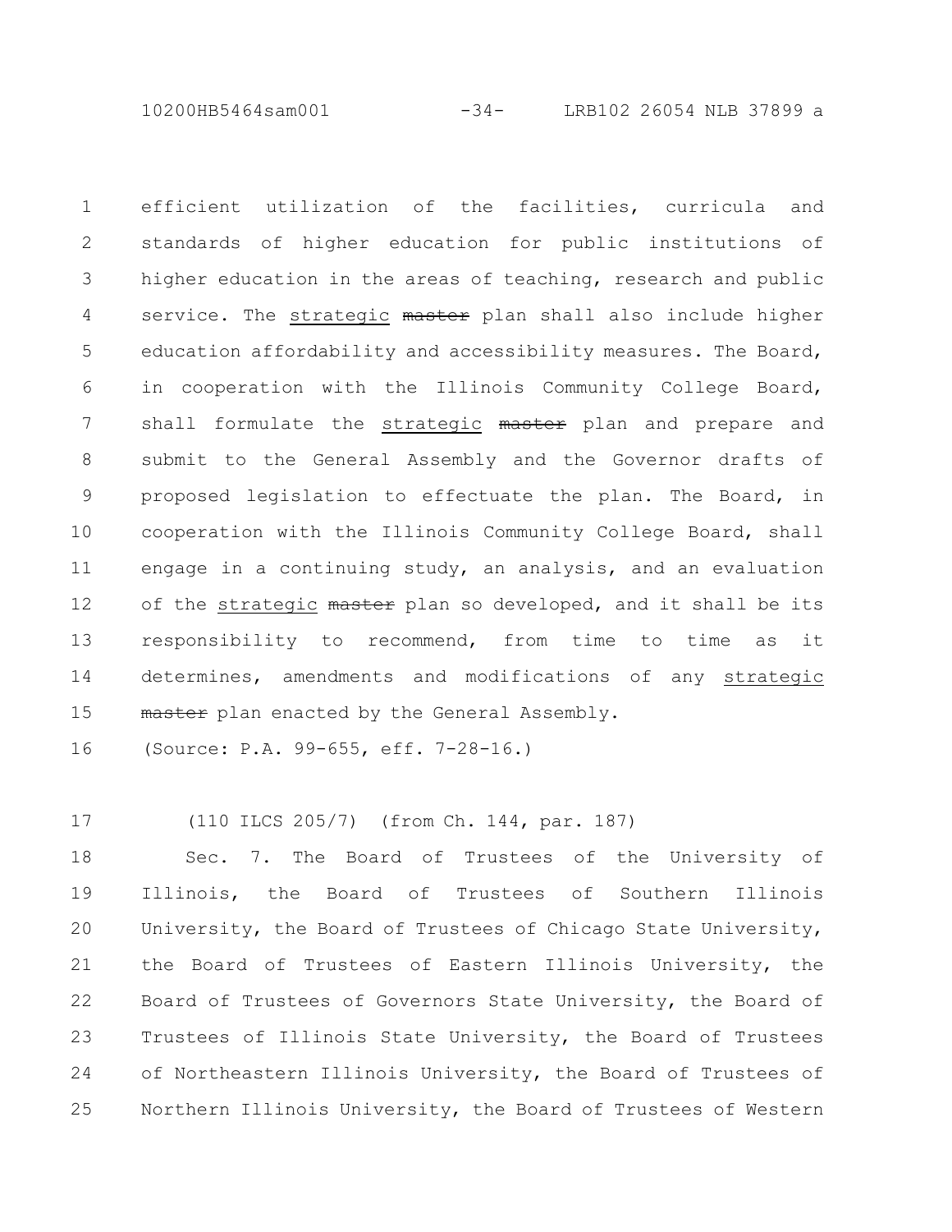efficient utilization of the facilities, curricula and standards of higher education for public institutions of higher education in the areas of teaching, research and public service. The <u>strategic</u> ~~master~~ plan shall also include higher education affordability and accessibility measures. The Board, in cooperation with the Illinois Community College Board, shall formulate the <u>strategic</u> ~~master~~ plan and prepare and submit to the General Assembly and the Governor drafts of proposed legislation to effectuate the plan. The Board, in cooperation with the Illinois Community College Board, shall engage in a continuing study, an analysis, and an evaluation of the <u>strategic</u> ~~master~~ plan so developed, and it shall be its responsibility to recommend, from time to time as it determines, amendments and modifications of any <u>strategic</u> ~~master~~ plan enacted by the General Assembly.

(Source: P.A. 99-655, eff. 7-28-16.)

(110 ILCS 205/7) (from Ch. 144, par. 187)

Sec. 7. The Board of Trustees of the University of Illinois, the Board of Trustees of Southern Illinois University, the Board of Trustees of Chicago State University, the Board of Trustees of Eastern Illinois University, the Board of Trustees of Governors State University, the Board of Trustees of Illinois State University, the Board of Trustees of Northeastern Illinois University, the Board of Trustees of Northern Illinois University, the Board of Trustees of Western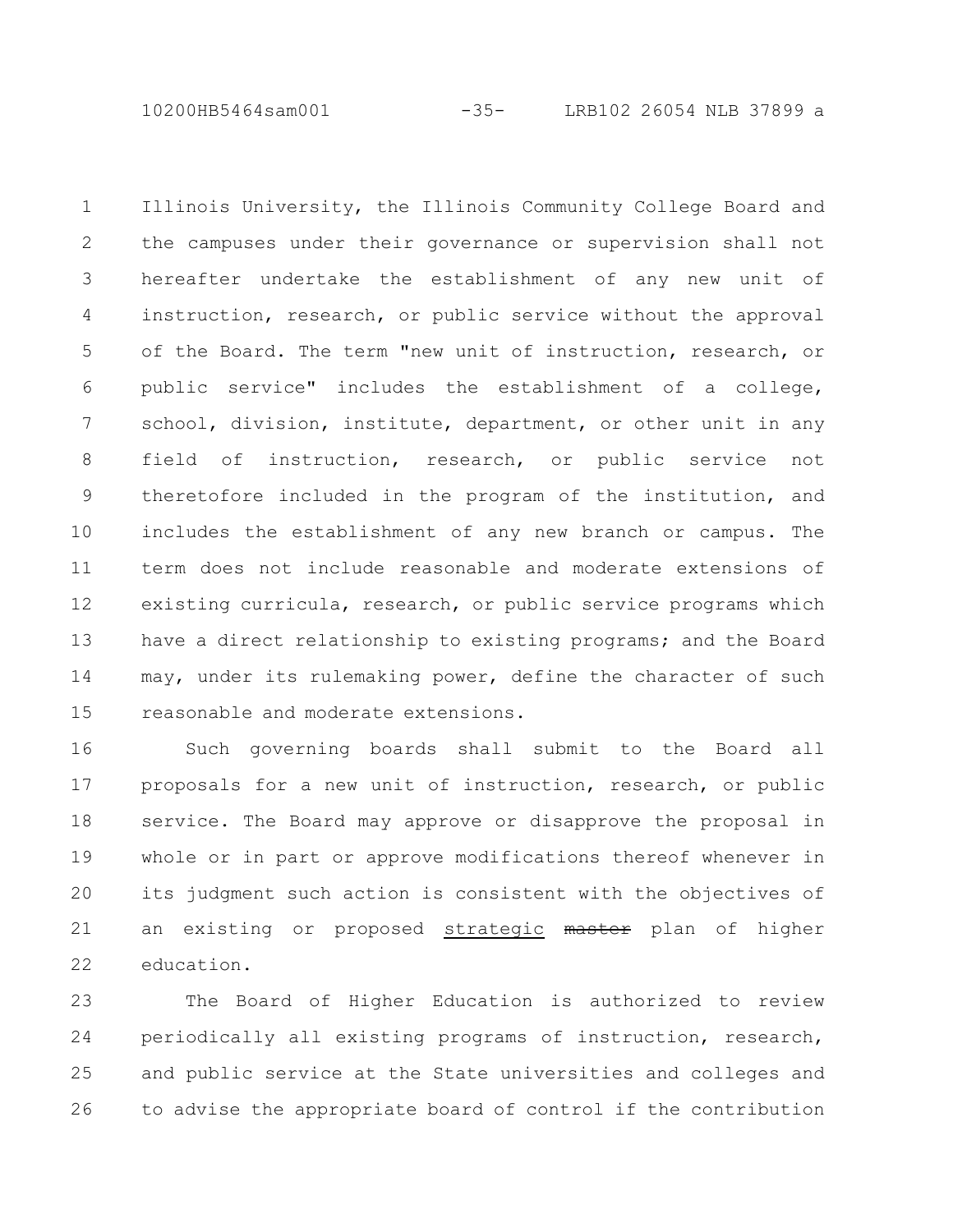Illinois University, the Illinois Community College Board and the campuses under their governance or supervision shall not hereafter undertake the establishment of any new unit of instruction, research, or public service without the approval of the Board. The term "new unit of instruction, research, or public service" includes the establishment of a college, school, division, institute, department, or other unit in any field of instruction, research, or public service not theretofore included in the program of the institution, and includes the establishment of any new branch or campus. The term does not include reasonable and moderate extensions of existing curricula, research, or public service programs which have a direct relationship to existing programs; and the Board may, under its rulemaking power, define the character of such reasonable and moderate extensions.

Such governing boards shall submit to the Board all proposals for a new unit of instruction, research, or public service. The Board may approve or disapprove the proposal in whole or in part or approve modifications thereof whenever in its judgment such action is consistent with the objectives of an existing or proposed <u>strategic</u> ~~master~~ plan of higher education.

The Board of Higher Education is authorized to review periodically all existing programs of instruction, research, and public service at the State universities and colleges and to advise the appropriate board of control if the contribution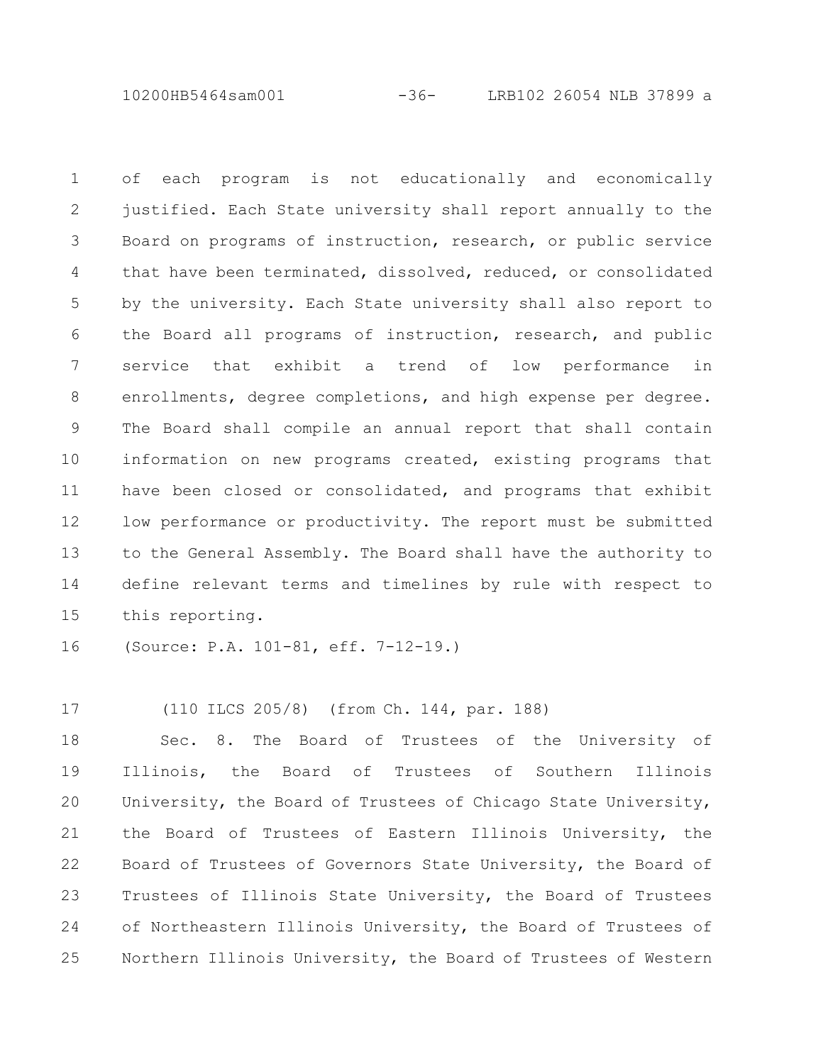of each program is not educationally and economically justified. Each State university shall report annually to the Board on programs of instruction, research, or public service that have been terminated, dissolved, reduced, or consolidated by the university. Each State university shall also report to the Board all programs of instruction, research, and public service that exhibit a trend of low performance in enrollments, degree completions, and high expense per degree. The Board shall compile an annual report that shall contain information on new programs created, existing programs that have been closed or consolidated, and programs that exhibit low performance or productivity. The report must be submitted to the General Assembly. The Board shall have the authority to define relevant terms and timelines by rule with respect to this reporting.

(Source: P.A. 101-81, eff. 7-12-19.)

(110 ILCS 205/8) (from Ch. 144, par. 188)

Sec. 8. The Board of Trustees of the University of Illinois, the Board of Trustees of Southern Illinois University, the Board of Trustees of Chicago State University, the Board of Trustees of Eastern Illinois University, the Board of Trustees of Governors State University, the Board of Trustees of Illinois State University, the Board of Trustees of Northeastern Illinois University, the Board of Trustees of Northern Illinois University, the Board of Trustees of Western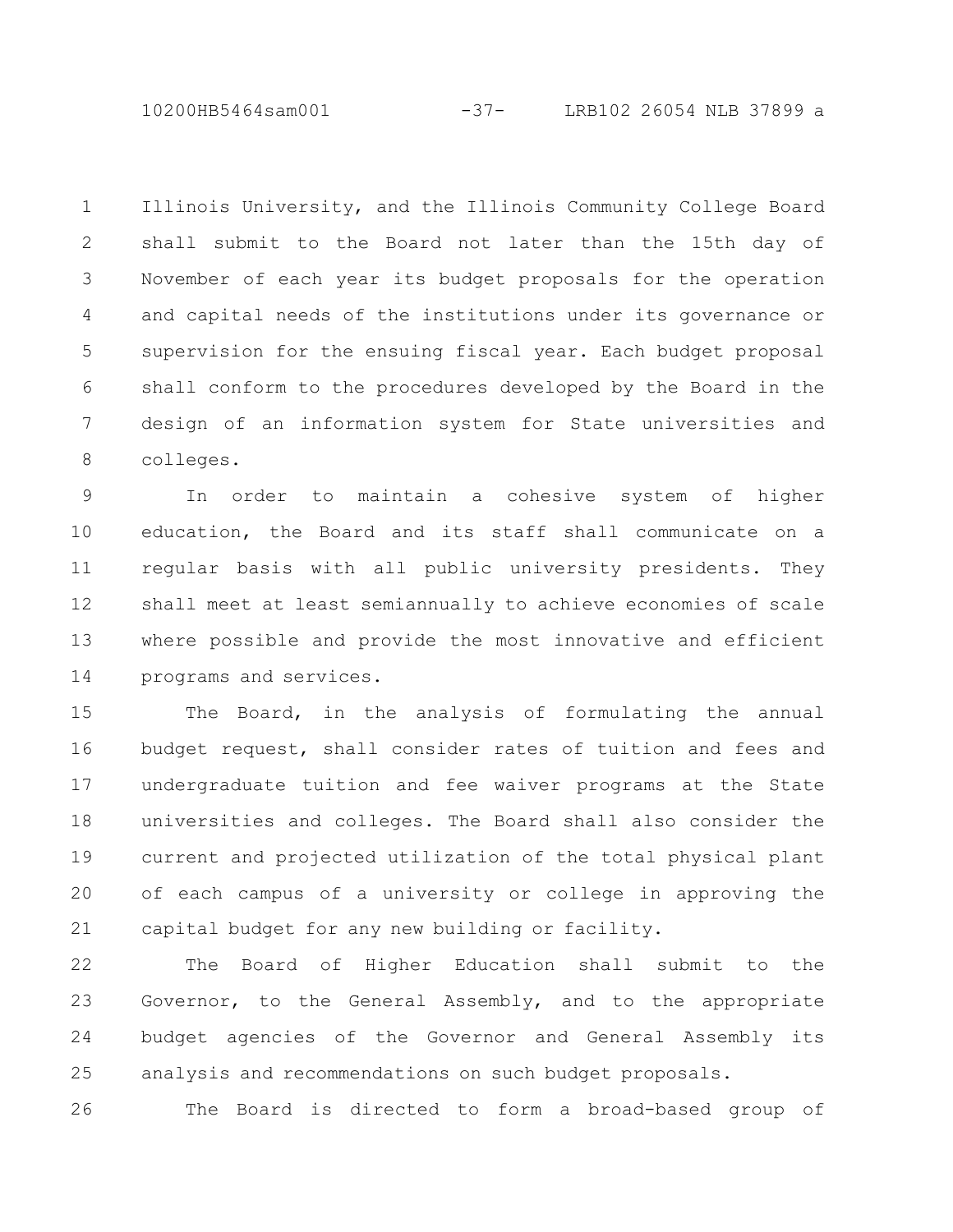Illinois University, and the Illinois Community College Board shall submit to the Board not later than the 15th day of November of each year its budget proposals for the operation and capital needs of the institutions under its governance or supervision for the ensuing fiscal year. Each budget proposal shall conform to the procedures developed by the Board in the design of an information system for State universities and colleges.

In order to maintain a cohesive system of higher education, the Board and its staff shall communicate on a regular basis with all public university presidents. They shall meet at least semiannually to achieve economies of scale where possible and provide the most innovative and efficient programs and services.

The Board, in the analysis of formulating the annual budget request, shall consider rates of tuition and fees and undergraduate tuition and fee waiver programs at the State universities and colleges. The Board shall also consider the current and projected utilization of the total physical plant of each campus of a university or college in approving the capital budget for any new building or facility.

The Board of Higher Education shall submit to the Governor, to the General Assembly, and to the appropriate budget agencies of the Governor and General Assembly its analysis and recommendations on such budget proposals.

The Board is directed to form a broad-based group of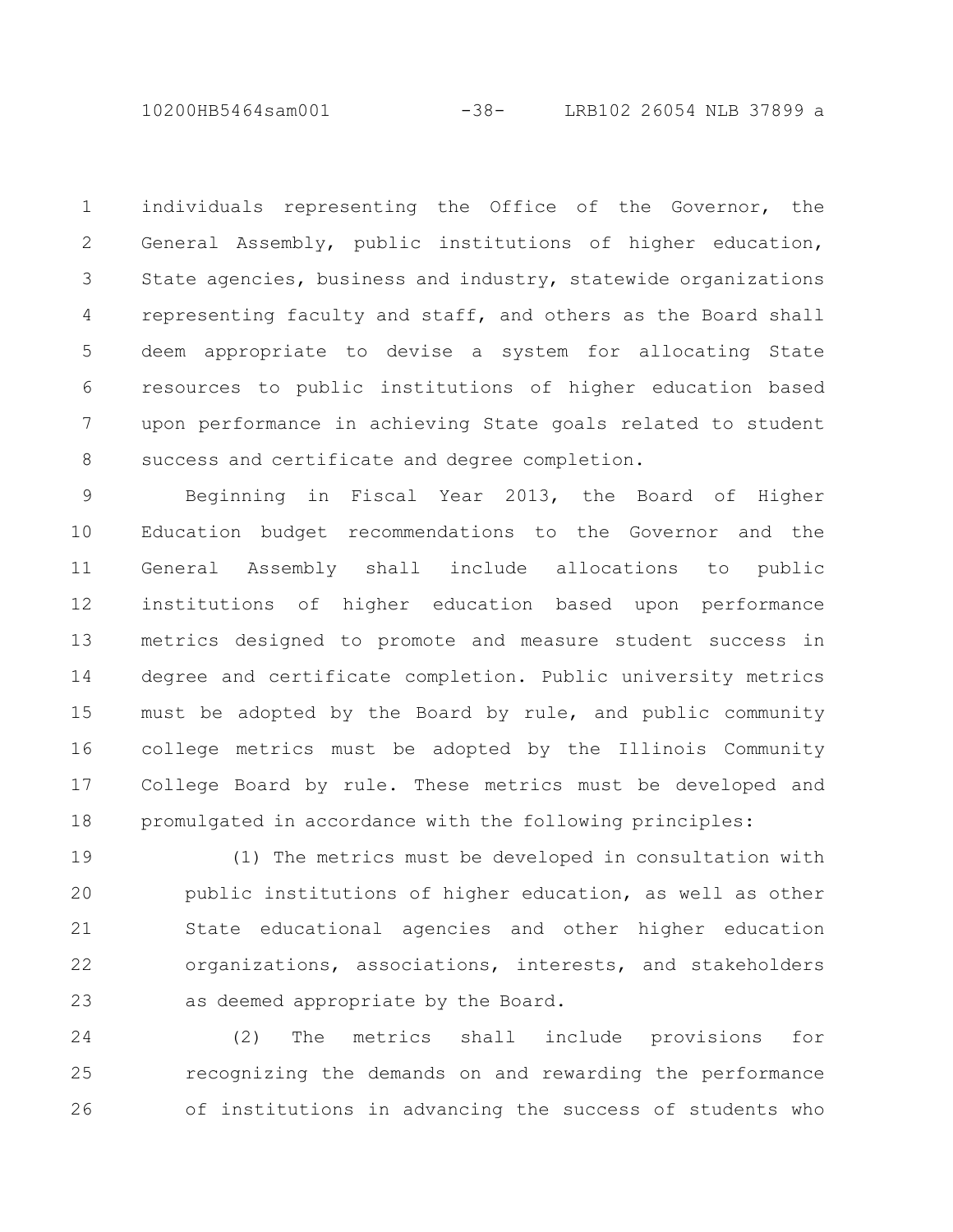individuals representing the Office of the Governor, the General Assembly, public institutions of higher education, State agencies, business and industry, statewide organizations representing faculty and staff, and others as the Board shall deem appropriate to devise a system for allocating State resources to public institutions of higher education based upon performance in achieving State goals related to student success and certificate and degree completion.

Beginning in Fiscal Year 2013, the Board of Higher Education budget recommendations to the Governor and the General Assembly shall include allocations to public institutions of higher education based upon performance metrics designed to promote and measure student success in degree and certificate completion. Public university metrics must be adopted by the Board by rule, and public community college metrics must be adopted by the Illinois Community College Board by rule. These metrics must be developed and promulgated in accordance with the following principles:

(1) The metrics must be developed in consultation with public institutions of higher education, as well as other State educational agencies and other higher education organizations, associations, interests, and stakeholders as deemed appropriate by the Board.

(2) The metrics shall include provisions for recognizing the demands on and rewarding the performance of institutions in advancing the success of students who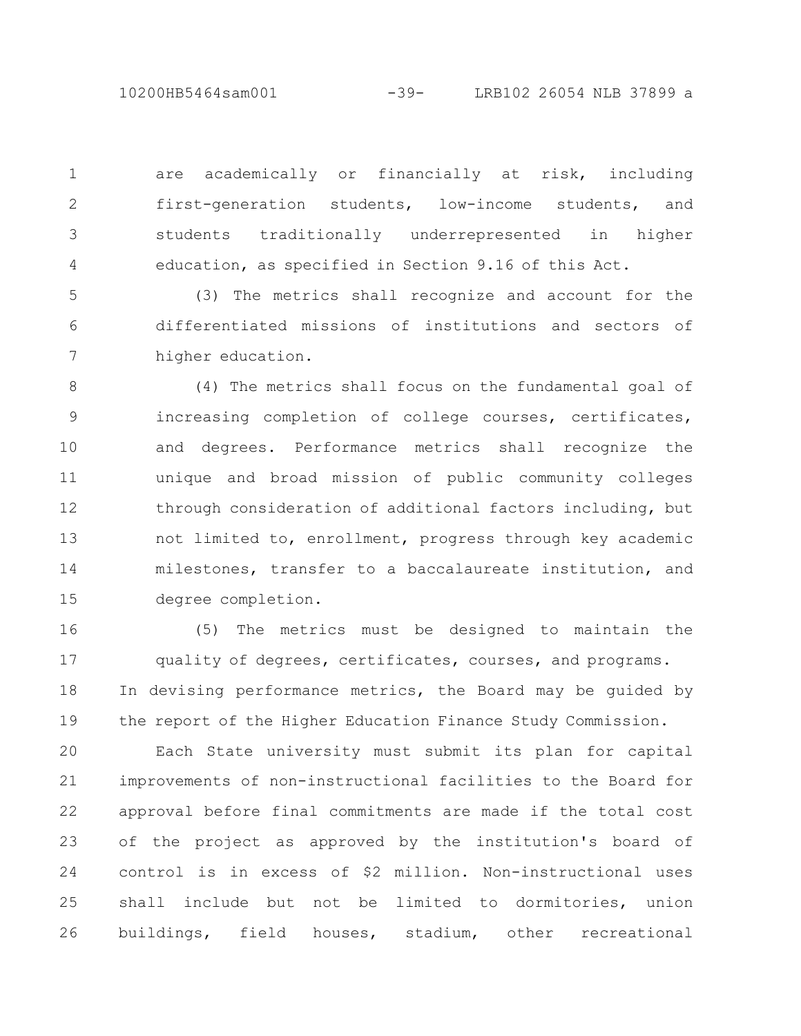are academically or financially at risk, including first-generation students, low-income students, and students traditionally underrepresented in higher education, as specified in Section 9.16 of this Act.

(3) The metrics shall recognize and account for the differentiated missions of institutions and sectors of higher education.

(4) The metrics shall focus on the fundamental goal of increasing completion of college courses, certificates, and degrees. Performance metrics shall recognize the unique and broad mission of public community colleges through consideration of additional factors including, but not limited to, enrollment, progress through key academic milestones, transfer to a baccalaureate institution, and degree completion.

(5) The metrics must be designed to maintain the quality of degrees, certificates, courses, and programs.

In devising performance metrics, the Board may be guided by the report of the Higher Education Finance Study Commission.

Each State university must submit its plan for capital improvements of non-instructional facilities to the Board for approval before final commitments are made if the total cost of the project as approved by the institution's board of control is in excess of $2 million. Non-instructional uses shall include but not be limited to dormitories, union buildings, field houses, stadium, other recreational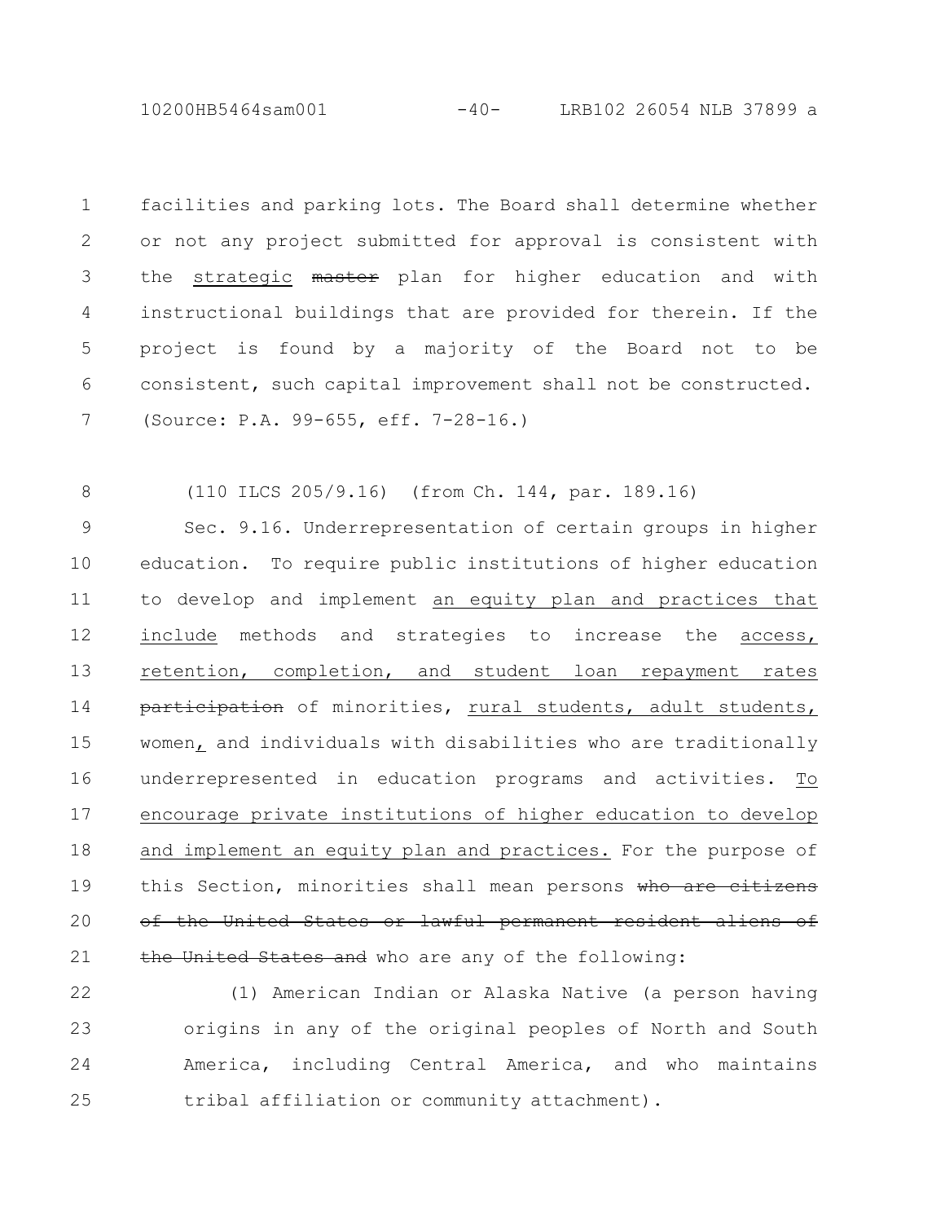facilities and parking lots. The Board shall determine whether or not any project submitted for approval is consistent with the <u>strategic</u> ~~master~~ plan for higher education and with instructional buildings that are provided for therein. If the project is found by a majority of the Board not to be consistent, such capital improvement shall not be constructed.
(Source: P.A. 99-655, eff. 7-28-16.)

(110 ILCS 205/9.16) (from Ch. 144, par. 189.16)

Sec. 9.16. Underrepresentation of certain groups in higher education. To require public institutions of higher education to develop and implement <u>an equity plan and practices that include</u> methods and strategies to increase the <u>access, retention, completion, and student loan repayment rates</u> ~~participation~~ of minorities, <u>rural students, adult students,</u> women<u>,</u> and individuals with disabilities who are traditionally underrepresented in education programs and activities. <u>To encourage private institutions of higher education to develop and implement an equity plan and practices.</u> For the purpose of this Section, minorities shall mean persons ~~who are citizens of the United States or lawful permanent resident aliens of the United States and~~ who are any of the following:

(1) American Indian or Alaska Native (a person having origins in any of the original peoples of North and South America, including Central America, and who maintains tribal affiliation or community attachment).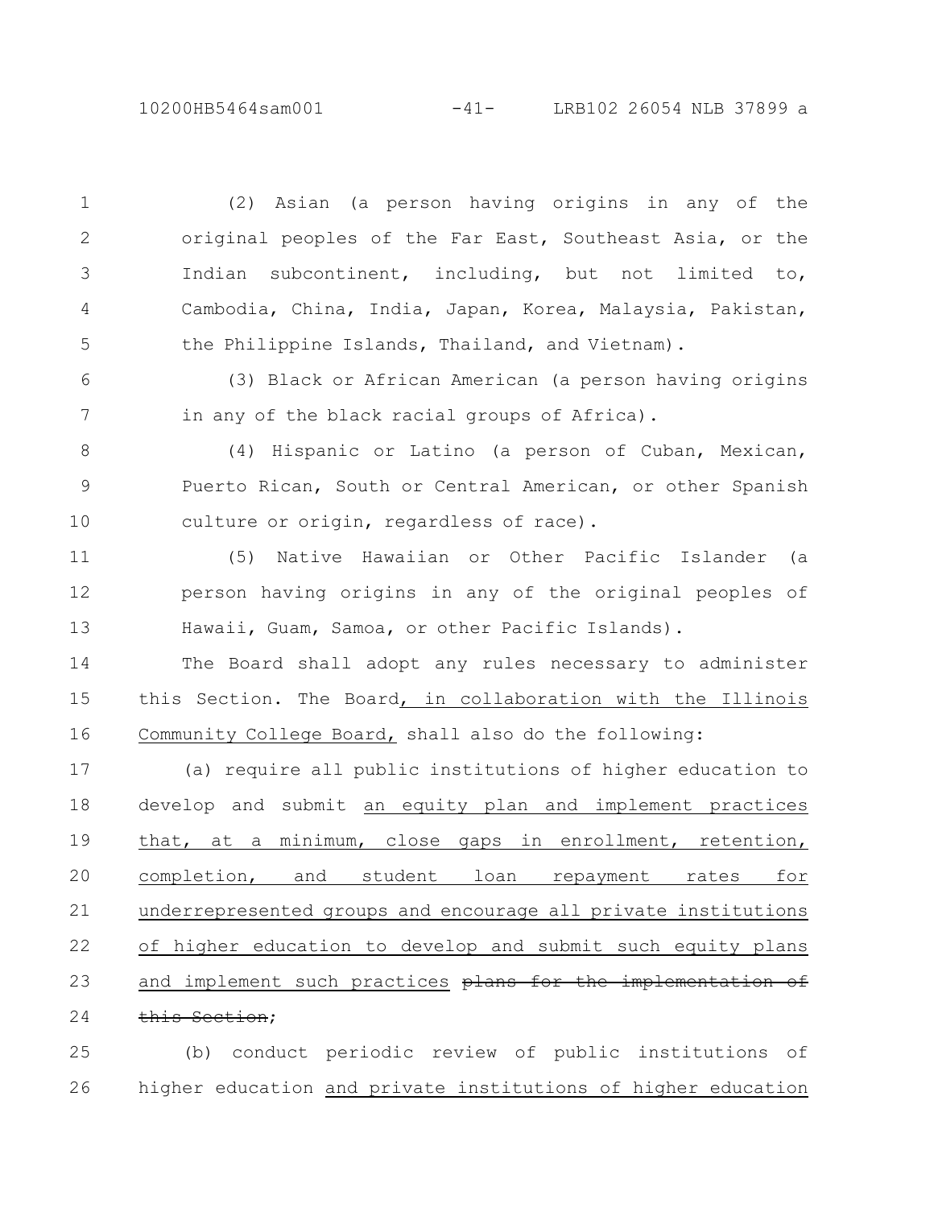(2) Asian (a person having origins in any of the original peoples of the Far East, Southeast Asia, or the Indian subcontinent, including, but not limited to, Cambodia, China, India, Japan, Korea, Malaysia, Pakistan, the Philippine Islands, Thailand, and Vietnam).

(3) Black or African American (a person having origins in any of the black racial groups of Africa).

(4) Hispanic or Latino (a person of Cuban, Mexican, Puerto Rican, South or Central American, or other Spanish culture or origin, regardless of race).

(5) Native Hawaiian or Other Pacific Islander (a person having origins in any of the original peoples of Hawaii, Guam, Samoa, or other Pacific Islands).

The Board shall adopt any rules necessary to administer this Section. The Board, in collaboration with the Illinois Community College Board, shall also do the following:

(a) require all public institutions of higher education to develop and submit an equity plan and implement practices that, at a minimum, close gaps in enrollment, retention, completion, and student loan repayment rates for underrepresented groups and encourage all private institutions of higher education to develop and submit such equity plans and implement such practices ~~plans for the implementation of this Section~~;

(b) conduct periodic review of public institutions of higher education and private institutions of higher education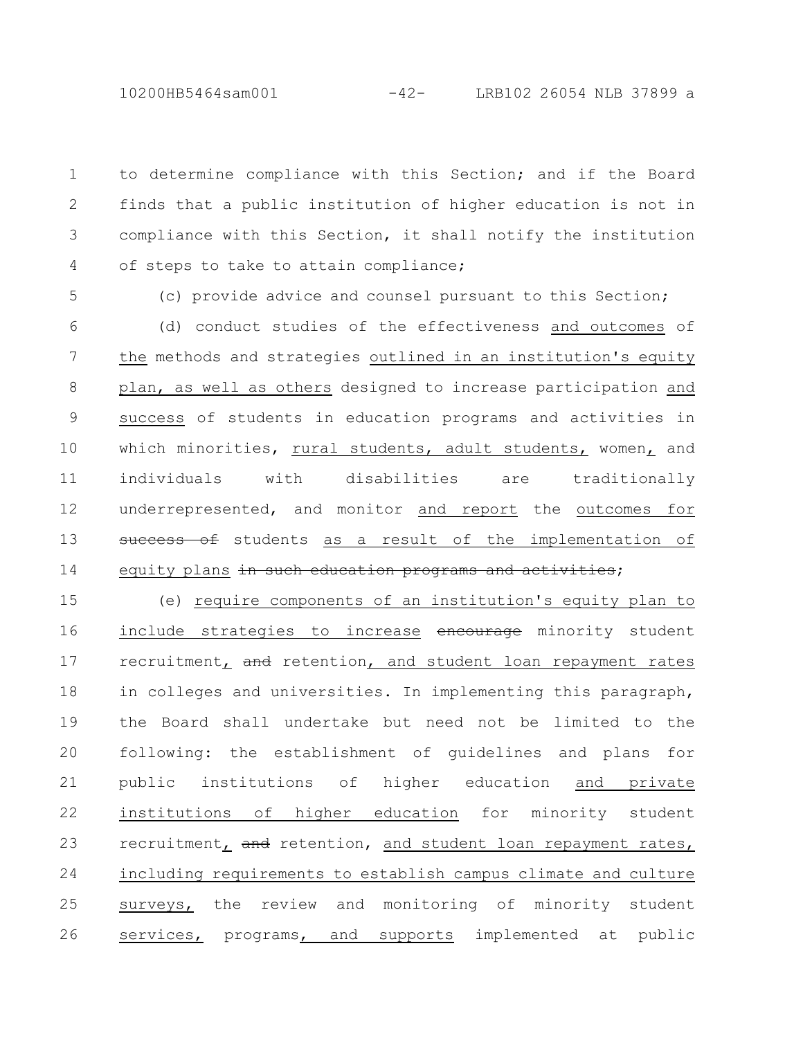to determine compliance with this Section; and if the Board finds that a public institution of higher education is not in compliance with this Section, it shall notify the institution of steps to take to attain compliance;

(c) provide advice and counsel pursuant to this Section;

(d) conduct studies of the effectiveness and outcomes of the methods and strategies outlined in an institution's equity plan, as well as others designed to increase participation and success of students in education programs and activities in which minorities, rural students, adult students, women, and individuals with disabilities are traditionally underrepresented, and monitor and report the outcomes for ~~success of~~ students as a result of the implementation of equity plans ~~in such education programs and activities~~;

(e) require components of an institution's equity plan to include strategies to increase ~~encourage~~ minority student recruitment, ~~and~~ retention, and student loan repayment rates in colleges and universities. In implementing this paragraph, the Board shall undertake but need not be limited to the following: the establishment of guidelines and plans for public institutions of higher education and private institutions of higher education for minority student recruitment, ~~and~~ retention, and student loan repayment rates, including requirements to establish campus climate and culture surveys, the review and monitoring of minority student services, programs, and supports implemented at public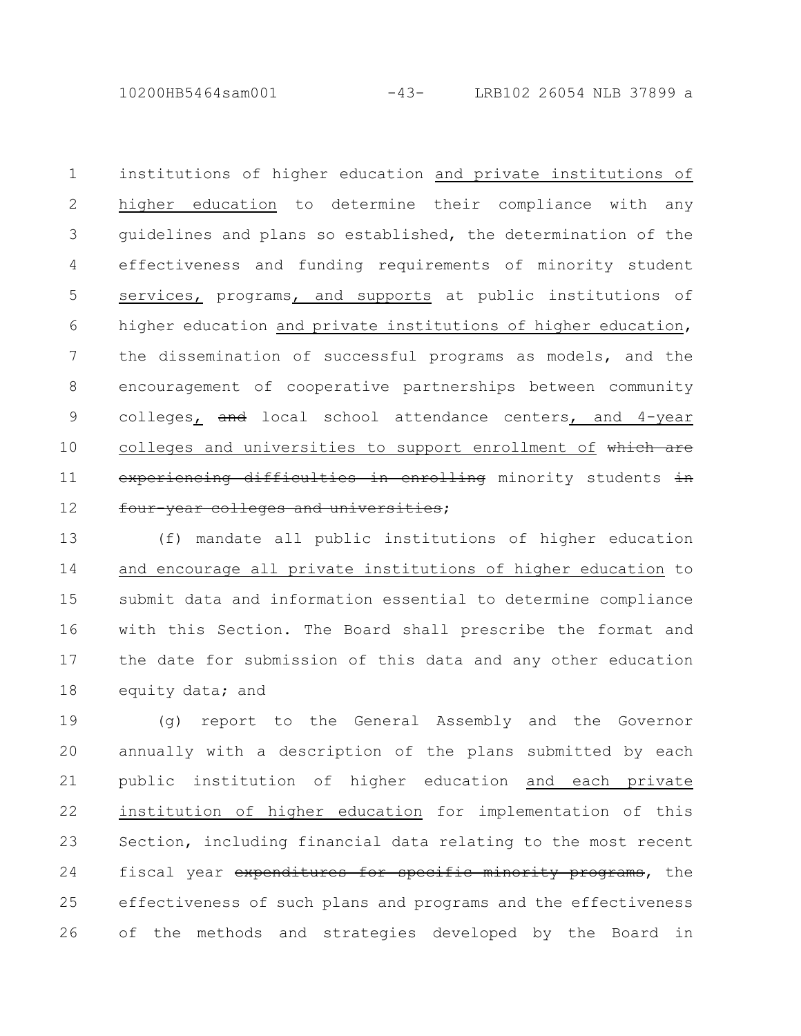institutions of higher education and private institutions of higher education to determine their compliance with any guidelines and plans so established, the determination of the effectiveness and funding requirements of minority student services, programs, and supports at public institutions of higher education and private institutions of higher education, the dissemination of successful programs as models, and the encouragement of cooperative partnerships between community colleges, ~~and~~ local school attendance centers, and 4-year colleges and universities to support enrollment of ~~which are experiencing difficulties in enrolling~~ minority students ~~in four-year colleges and universities~~;

(f) mandate all public institutions of higher education and encourage all private institutions of higher education to submit data and information essential to determine compliance with this Section. The Board shall prescribe the format and the date for submission of this data and any other education equity data; and

(g) report to the General Assembly and the Governor annually with a description of the plans submitted by each public institution of higher education and each private institution of higher education for implementation of this Section, including financial data relating to the most recent fiscal year ~~expenditures for specific minority programs~~, the effectiveness of such plans and programs and the effectiveness of the methods and strategies developed by the Board in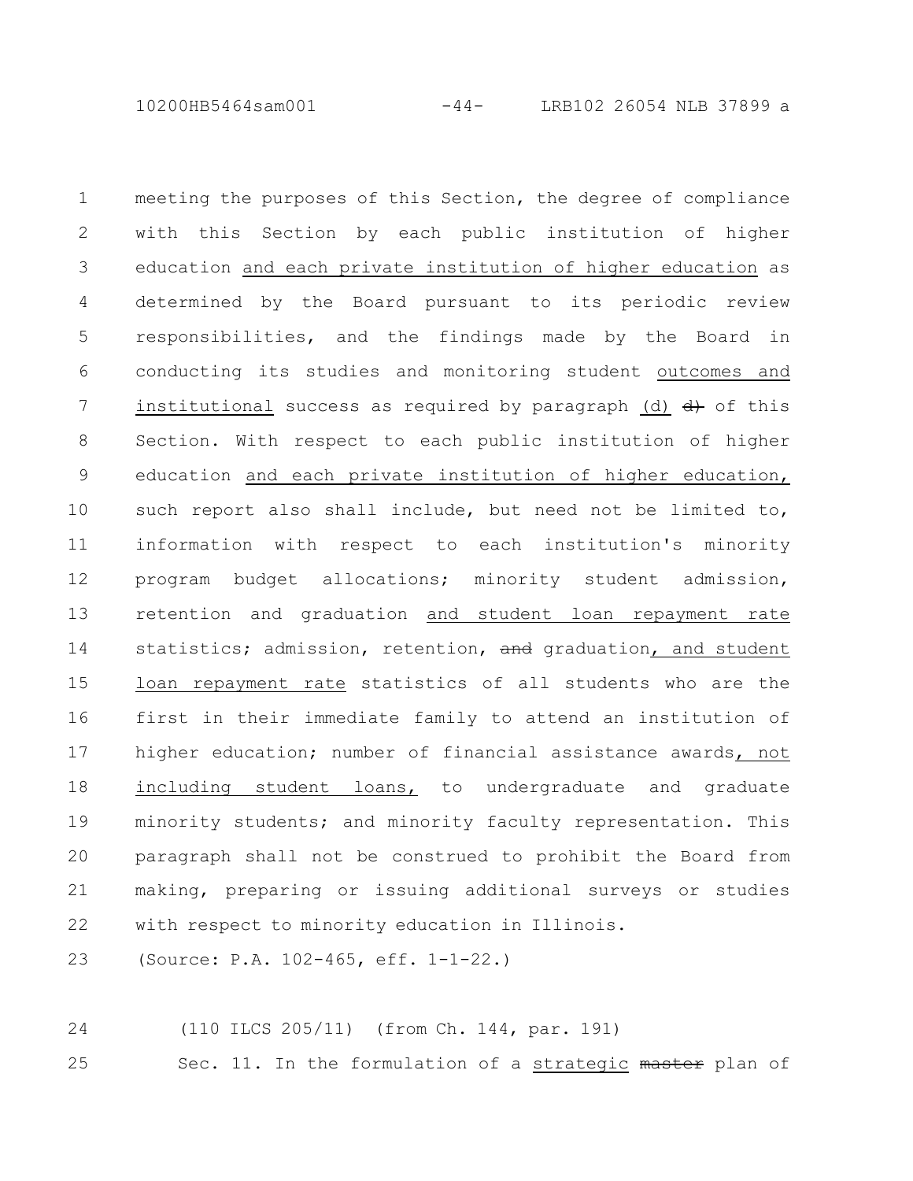meeting the purposes of this Section, the degree of compliance with this Section by each public institution of higher education and each private institution of higher education as determined by the Board pursuant to its periodic review responsibilities, and the findings made by the Board in conducting its studies and monitoring student outcomes and institutional success as required by paragraph (d) d) of this Section. With respect to each public institution of higher education and each private institution of higher education, such report also shall include, but need not be limited to, information with respect to each institution's minority program budget allocations; minority student admission, retention and graduation and student loan repayment rate statistics; admission, retention, and graduation, and student loan repayment rate statistics of all students who are the first in their immediate family to attend an institution of higher education; number of financial assistance awards, not including student loans, to undergraduate and graduate minority students; and minority faculty representation. This paragraph shall not be construed to prohibit the Board from making, preparing or issuing additional surveys or studies with respect to minority education in Illinois.

(Source: P.A. 102-465, eff. 1-1-22.)

(110 ILCS 205/11) (from Ch. 144, par. 191)

Sec. 11. In the formulation of a strategic master plan of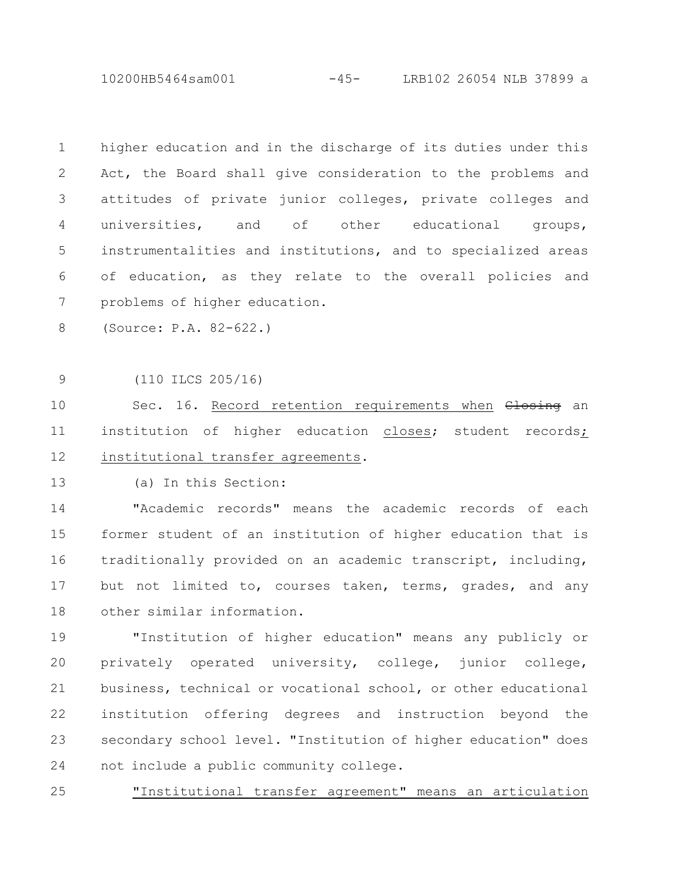higher education and in the discharge of its duties under this Act, the Board shall give consideration to the problems and attitudes of private junior colleges, private colleges and universities, and of other educational groups, instrumentalities and institutions, and to specialized areas of education, as they relate to the overall policies and problems of higher education.

(Source: P.A. 82-622.)

(110 ILCS 205/16)

Sec. 16. Record retention requirements when ~~Closing~~ an institution of higher education closes; student records; institutional transfer agreements.

(a) In this Section:

"Academic records" means the academic records of each former student of an institution of higher education that is traditionally provided on an academic transcript, including, but not limited to, courses taken, terms, grades, and any other similar information.

"Institution of higher education" means any publicly or privately operated university, college, junior college, business, technical or vocational school, or other educational institution offering degrees and instruction beyond the secondary school level. "Institution of higher education" does not include a public community college.

"Institutional transfer agreement" means an articulation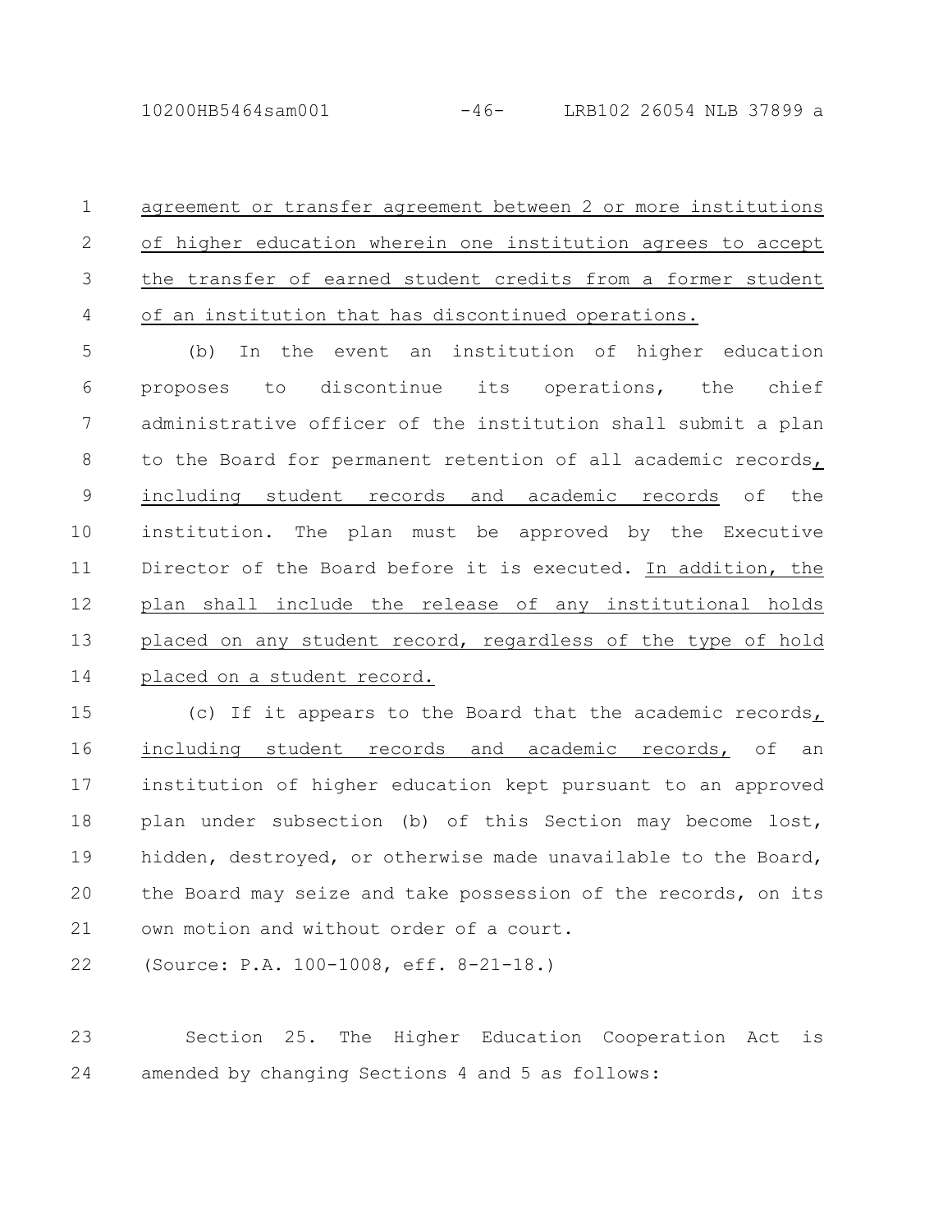agreement or transfer agreement between 2 or more institutions of higher education wherein one institution agrees to accept the transfer of earned student credits from a former student of an institution that has discontinued operations.

(b) In the event an institution of higher education proposes to discontinue its operations, the chief administrative officer of the institution shall submit a plan to the Board for permanent retention of all academic records, including student records and academic records of the institution. The plan must be approved by the Executive Director of the Board before it is executed. In addition, the plan shall include the release of any institutional holds placed on any student record, regardless of the type of hold placed on a student record.

(c) If it appears to the Board that the academic records, including student records and academic records, of an institution of higher education kept pursuant to an approved plan under subsection (b) of this Section may become lost, hidden, destroyed, or otherwise made unavailable to the Board, the Board may seize and take possession of the records, on its own motion and without order of a court.

(Source: P.A. 100-1008, eff. 8-21-18.)

Section 25. The Higher Education Cooperation Act is amended by changing Sections 4 and 5 as follows: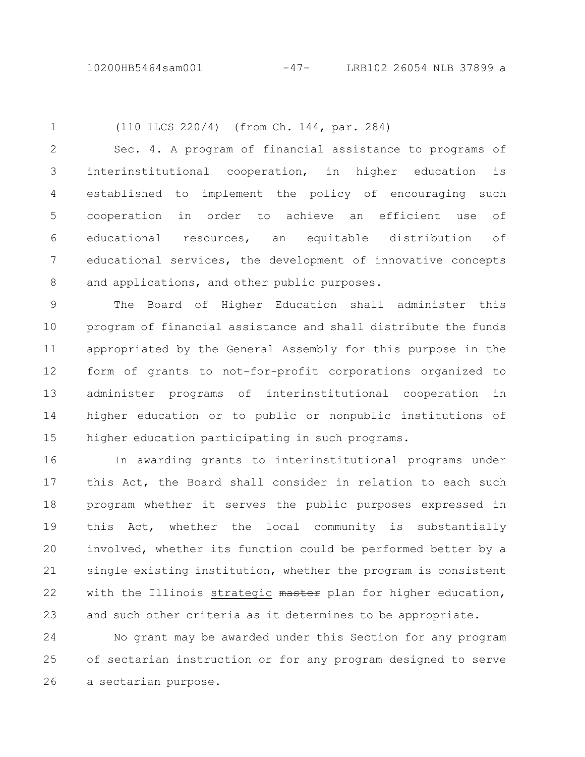(110 ILCS 220/4) (from Ch. 144, par. 284)

Sec. 4. A program of financial assistance to programs of interinstitutional cooperation, in higher education is established to implement the policy of encouraging such cooperation in order to achieve an efficient use of educational resources, an equitable distribution of educational services, the development of innovative concepts and applications, and other public purposes.

The Board of Higher Education shall administer this program of financial assistance and shall distribute the funds appropriated by the General Assembly for this purpose in the form of grants to not-for-profit corporations organized to administer programs of interinstitutional cooperation in higher education or to public or nonpublic institutions of higher education participating in such programs.

In awarding grants to interinstitutional programs under this Act, the Board shall consider in relation to each such program whether it serves the public purposes expressed in this Act, whether the local community is substantially involved, whether its function could be performed better by a single existing institution, whether the program is consistent with the Illinois <u>strategic</u> ~~master~~ plan for higher education, and such other criteria as it determines to be appropriate.

No grant may be awarded under this Section for any program of sectarian instruction or for any program designed to serve a sectarian purpose.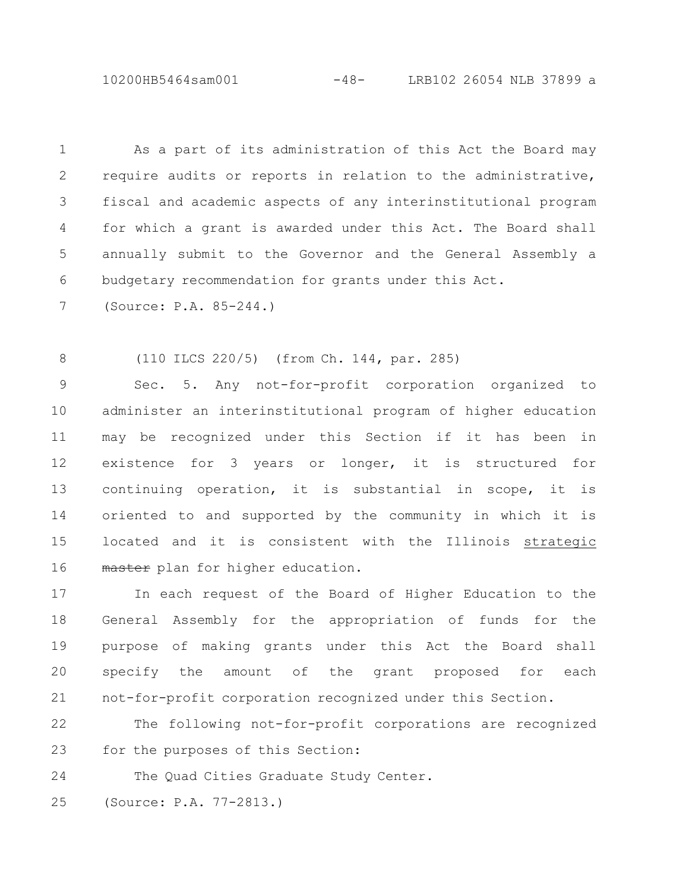As a part of its administration of this Act the Board may require audits or reports in relation to the administrative, fiscal and academic aspects of any interinstitutional program for which a grant is awarded under this Act. The Board shall annually submit to the Governor and the General Assembly a budgetary recommendation for grants under this Act.

(Source: P.A. 85-244.)

(110 ILCS 220/5) (from Ch. 144, par. 285)

Sec. 5. Any not-for-profit corporation organized to administer an interinstitutional program of higher education may be recognized under this Section if it has been in existence for 3 years or longer, it is structured for continuing operation, it is substantial in scope, it is oriented to and supported by the community in which it is located and it is consistent with the Illinois <u>strategic</u> ~~master~~ plan for higher education.

In each request of the Board of Higher Education to the General Assembly for the appropriation of funds for the purpose of making grants under this Act the Board shall specify the amount of the grant proposed for each not-for-profit corporation recognized under this Section.

The following not-for-profit corporations are recognized for the purposes of this Section:

The Quad Cities Graduate Study Center.

(Source: P.A. 77-2813.)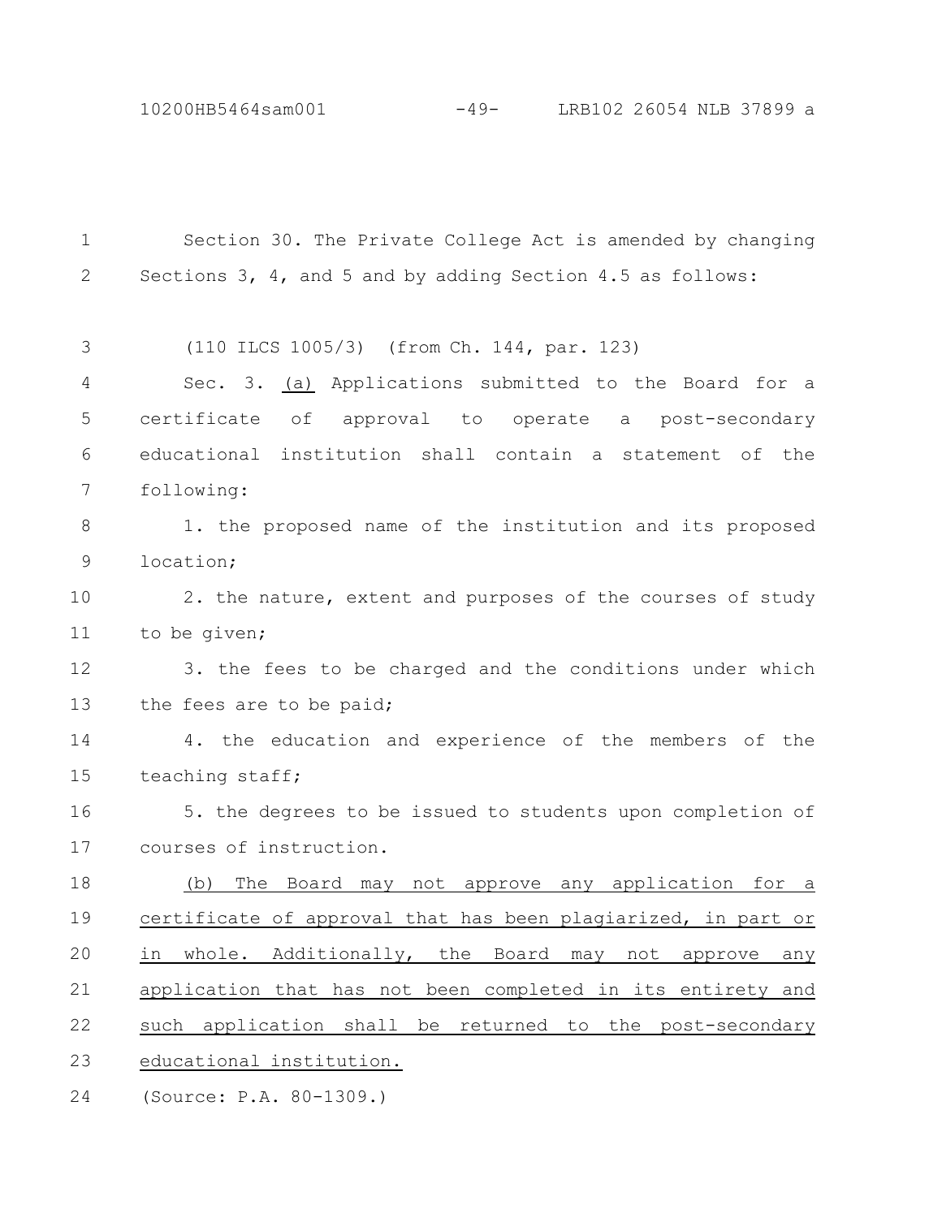Section 30. The Private College Act is amended by changing Sections 3, 4, and 5 and by adding Section 4.5 as follows:

(110 ILCS 1005/3) (from Ch. 144, par. 123)

Sec. 3. (a) Applications submitted to the Board for a certificate of approval to operate a post-secondary educational institution shall contain a statement of the following:

1. the proposed name of the institution and its proposed location;

2. the nature, extent and purposes of the courses of study to be given;

3. the fees to be charged and the conditions under which the fees are to be paid;

4. the education and experience of the members of the teaching staff;

5. the degrees to be issued to students upon completion of courses of instruction.

(b) The Board may not approve any application for a certificate of approval that has been plagiarized, in part or in whole. Additionally, the Board may not approve any application that has not been completed in its entirety and such application shall be returned to the post-secondary educational institution.

(Source: P.A. 80-1309.)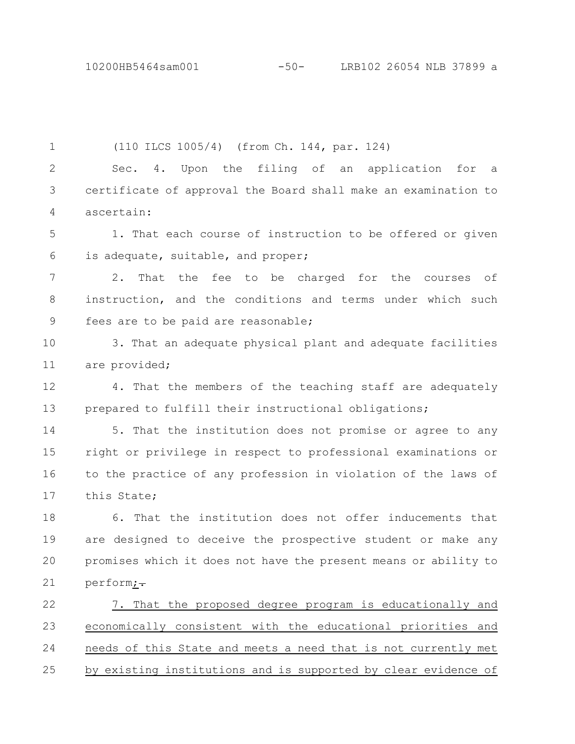(110 ILCS 1005/4) (from Ch. 144, par. 124)

Sec. 4. Upon the filing of an application for a certificate of approval the Board shall make an examination to ascertain:

1. That each course of instruction to be offered or given is adequate, suitable, and proper;

2. That the fee to be charged for the courses of instruction, and the conditions and terms under which such fees are to be paid are reasonable;

3. That an adequate physical plant and adequate facilities are provided;

4. That the members of the teaching staff are adequately prepared to fulfill their instructional obligations;

5. That the institution does not promise or agree to any right or privilege in respect to professional examinations or to the practice of any profession in violation of the laws of this State;

6. That the institution does not offer inducements that are designed to deceive the prospective student or make any promises which it does not have the present means or ability to perform;~~.~~

7. That the proposed degree program is educationally and economically consistent with the educational priorities and needs of this State and meets a need that is not currently met by existing institutions and is supported by clear evidence of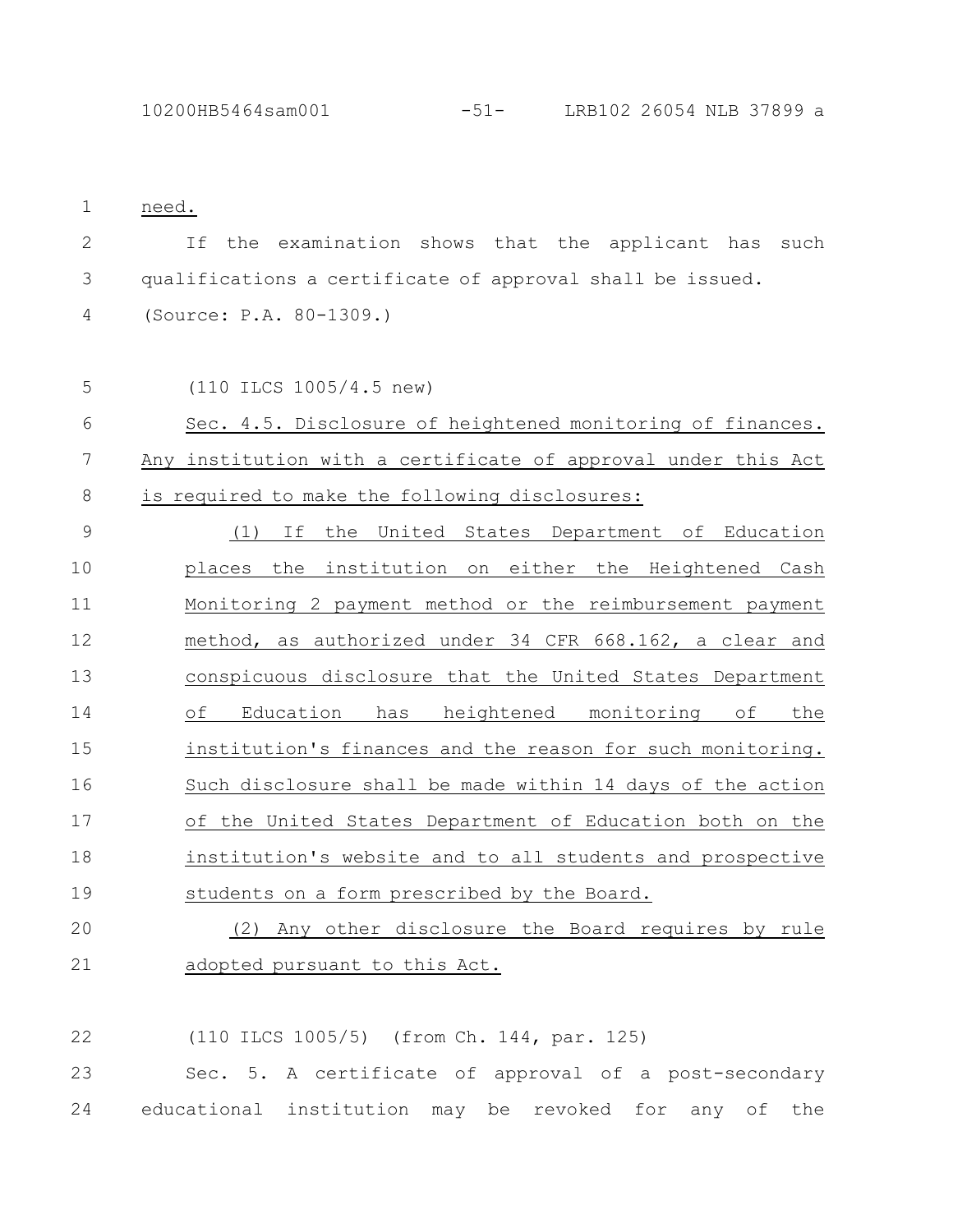need.

If the examination shows that the applicant has such qualifications a certificate of approval shall be issued.

(Source: P.A. 80-1309.)

(110 ILCS 1005/4.5 new)

Sec. 4.5. Disclosure of heightened monitoring of finances. Any institution with a certificate of approval under this Act is required to make the following disclosures:

(1) If the United States Department of Education places the institution on either the Heightened Cash Monitoring 2 payment method or the reimbursement payment method, as authorized under 34 CFR 668.162, a clear and conspicuous disclosure that the United States Department of Education has heightened monitoring of the institution's finances and the reason for such monitoring. Such disclosure shall be made within 14 days of the action of the United States Department of Education both on the institution's website and to all students and prospective students on a form prescribed by the Board.

(2) Any other disclosure the Board requires by rule adopted pursuant to this Act.

(110 ILCS 1005/5) (from Ch. 144, par. 125)

Sec. 5. A certificate of approval of a post-secondary educational institution may be revoked for any of the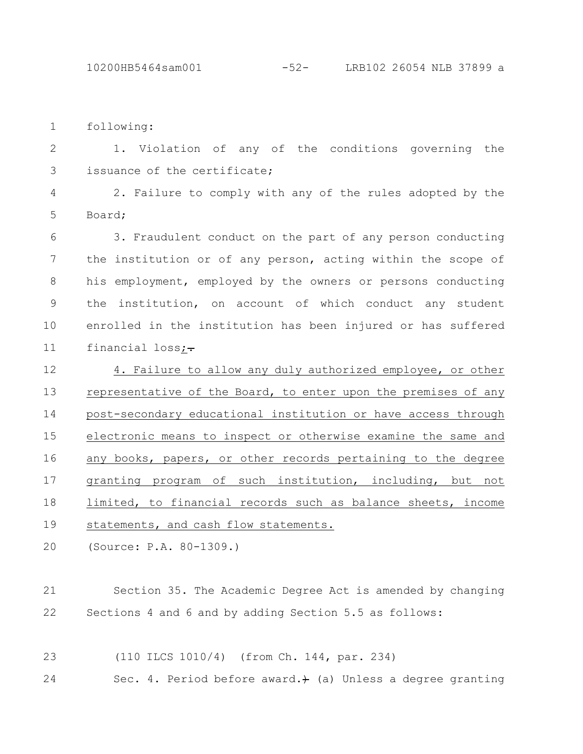following:

1. Violation of any of the conditions governing the issuance of the certificate;

2. Failure to comply with any of the rules adopted by the Board;

3. Fraudulent conduct on the part of any person conducting the institution or of any person, acting within the scope of his employment, employed by the owners or persons conducting the institution, on account of which conduct any student enrolled in the institution has been injured or has suffered financial loss;.

4. Failure to allow any duly authorized employee, or other representative of the Board, to enter upon the premises of any post-secondary educational institution or have access through electronic means to inspect or otherwise examine the same and any books, papers, or other records pertaining to the degree granting program of such institution, including, but not limited, to financial records such as balance sheets, income statements, and cash flow statements.

(Source: P.A. 80-1309.)

Section 35. The Academic Degree Act is amended by changing Sections 4 and 6 and by adding Section 5.5 as follows:

(110 ILCS 1010/4) (from Ch. 144, par. 234)

Sec. 4. Period before award.) (a) Unless a degree granting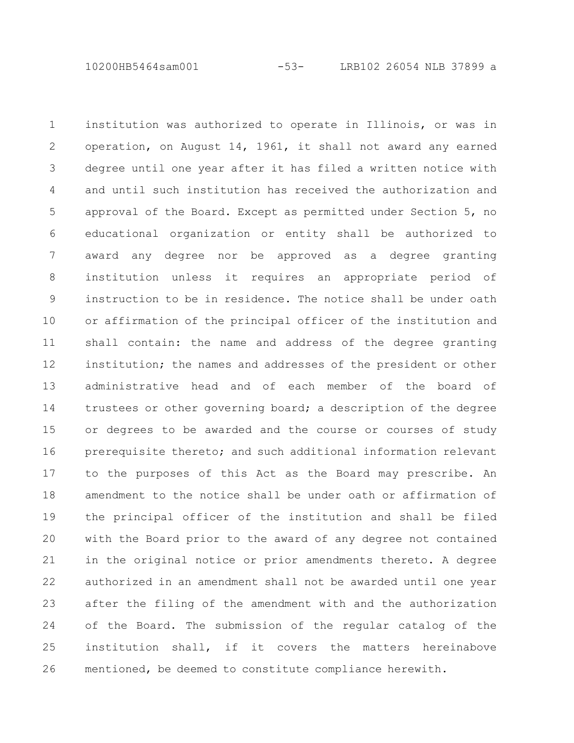institution was authorized to operate in Illinois, or was in operation, on August 14, 1961, it shall not award any earned degree until one year after it has filed a written notice with and until such institution has received the authorization and approval of the Board. Except as permitted under Section 5, no educational organization or entity shall be authorized to award any degree nor be approved as a degree granting institution unless it requires an appropriate period of instruction to be in residence. The notice shall be under oath or affirmation of the principal officer of the institution and shall contain: the name and address of the degree granting institution; the names and addresses of the president or other administrative head and of each member of the board of trustees or other governing board; a description of the degree or degrees to be awarded and the course or courses of study prerequisite thereto; and such additional information relevant to the purposes of this Act as the Board may prescribe. An amendment to the notice shall be under oath or affirmation of the principal officer of the institution and shall be filed with the Board prior to the award of any degree not contained in the original notice or prior amendments thereto. A degree authorized in an amendment shall not be awarded until one year after the filing of the amendment with and the authorization of the Board. The submission of the regular catalog of the institution shall, if it covers the matters hereinabove mentioned, be deemed to constitute compliance herewith.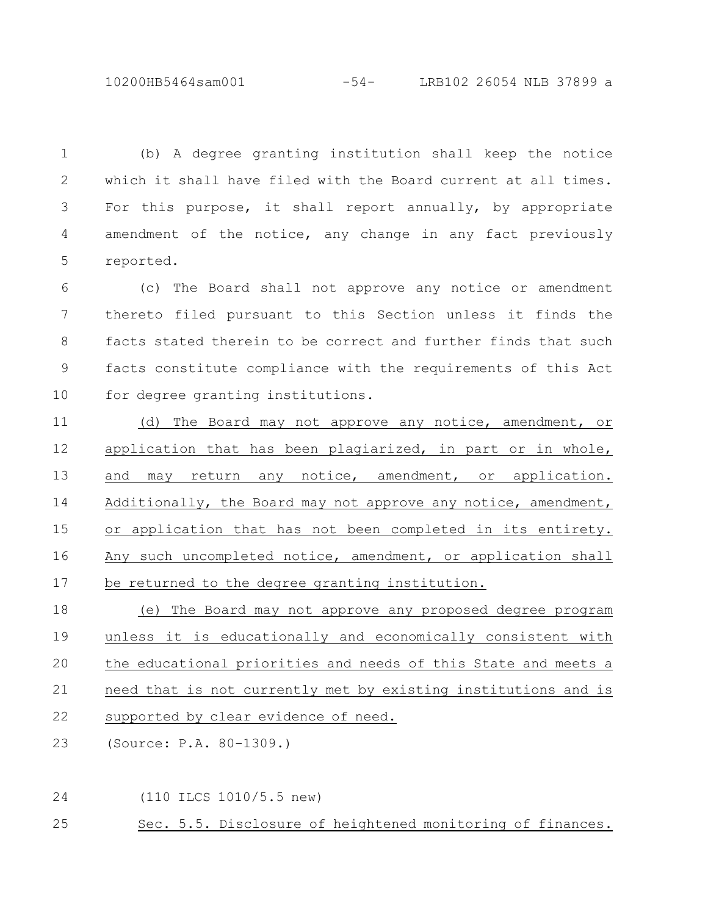(b) A degree granting institution shall keep the notice which it shall have filed with the Board current at all times. For this purpose, it shall report annually, by appropriate amendment of the notice, any change in any fact previously reported.

(c) The Board shall not approve any notice or amendment thereto filed pursuant to this Section unless it finds the facts stated therein to be correct and further finds that such facts constitute compliance with the requirements of this Act for degree granting institutions.

(d) The Board may not approve any notice, amendment, or application that has been plagiarized, in part or in whole, and may return any notice, amendment, or application. Additionally, the Board may not approve any notice, amendment, or application that has not been completed in its entirety. Any such uncompleted notice, amendment, or application shall be returned to the degree granting institution.

(e) The Board may not approve any proposed degree program unless it is educationally and economically consistent with the educational priorities and needs of this State and meets a need that is not currently met by existing institutions and is supported by clear evidence of need.

(Source: P.A. 80-1309.)

(110 ILCS 1010/5.5 new)

Sec. 5.5. Disclosure of heightened monitoring of finances.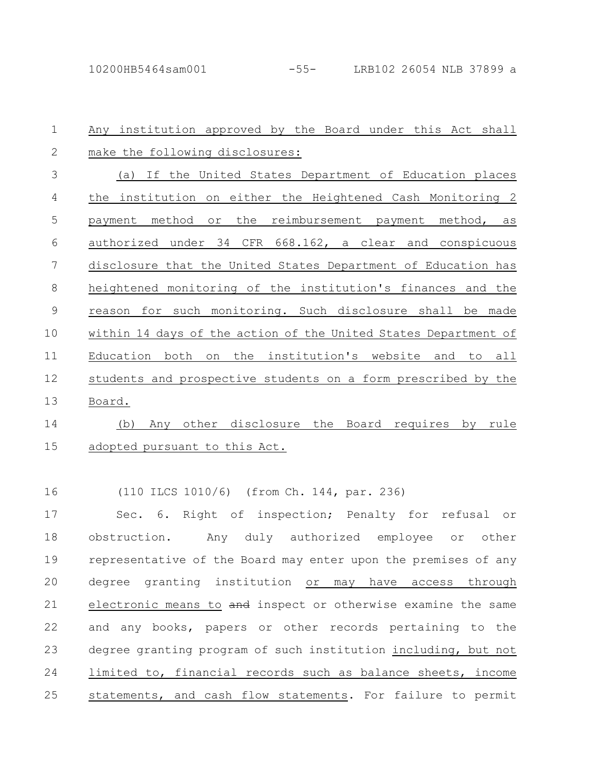Any institution approved by the Board under this Act shall make the following disclosures:

(a) If the United States Department of Education places the institution on either the Heightened Cash Monitoring 2 payment method or the reimbursement payment method, as authorized under 34 CFR 668.162, a clear and conspicuous disclosure that the United States Department of Education has heightened monitoring of the institution's finances and the reason for such monitoring. Such disclosure shall be made within 14 days of the action of the United States Department of Education both on the institution's website and to all students and prospective students on a form prescribed by the Board.

(b) Any other disclosure the Board requires by rule adopted pursuant to this Act.

(110 ILCS 1010/6) (from Ch. 144, par. 236)

Sec. 6. Right of inspection; Penalty for refusal or obstruction. Any duly authorized employee or other representative of the Board may enter upon the premises of any degree granting institution or may have access through electronic means to ~~and~~ inspect or otherwise examine the same and any books, papers or other records pertaining to the degree granting program of such institution including, but not limited to, financial records such as balance sheets, income statements, and cash flow statements. For failure to permit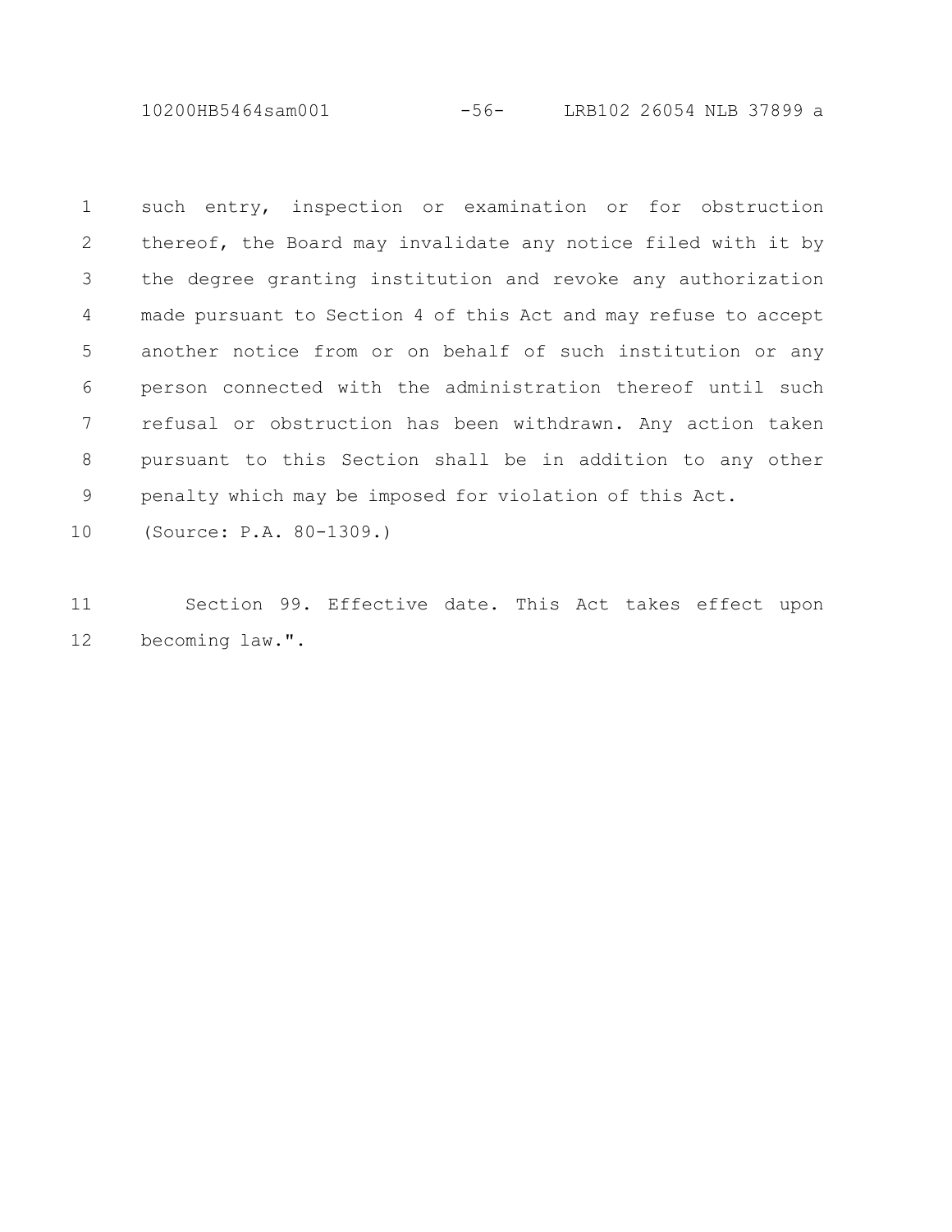such entry, inspection or examination or for obstruction thereof, the Board may invalidate any notice filed with it by the degree granting institution and revoke any authorization made pursuant to Section 4 of this Act and may refuse to accept another notice from or on behalf of such institution or any person connected with the administration thereof until such refusal or obstruction has been withdrawn. Any action taken pursuant to this Section shall be in addition to any other penalty which may be imposed for violation of this Act.

(Source: P.A. 80-1309.)

Section 99. Effective date. This Act takes effect upon becoming law.".